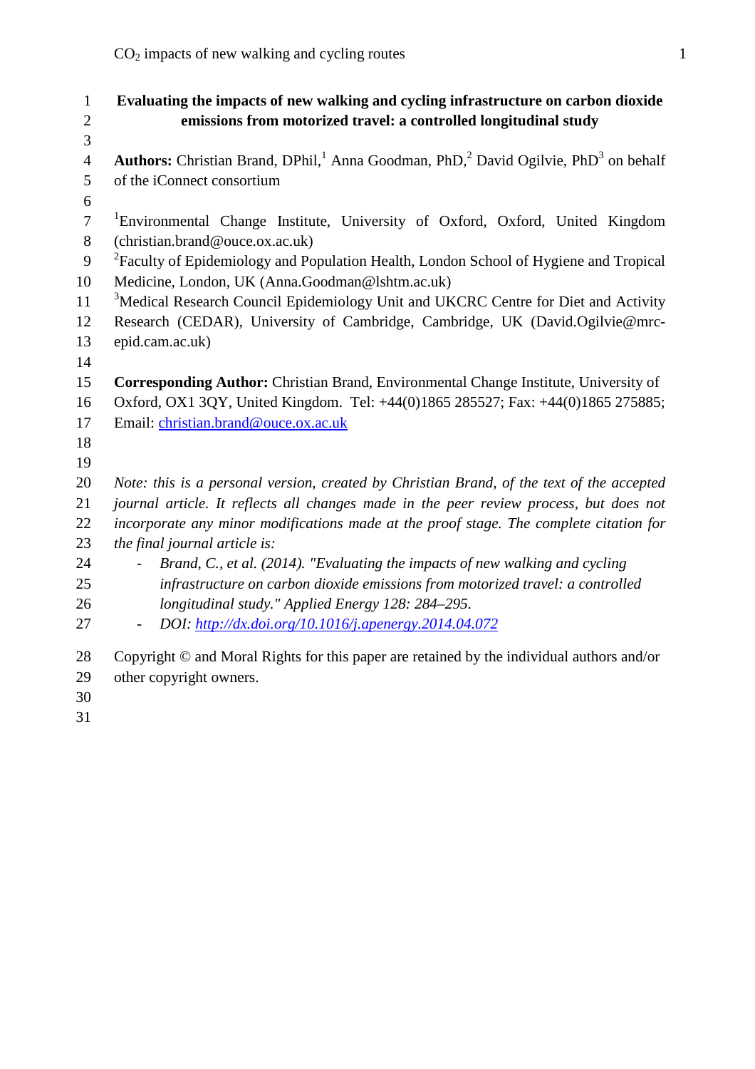# Evaluating the impacts of new walking and cycling infrastructure on carbon dioxide emissions from motorized travel: a controlled longitudinal study

**Authors:** Christian Brand, DPhil,[1] Anna Goodman, PhD,[2] David Ogilvie, PhD[3] on behalf of the iConnect consortium

[1]Environmental Change Institute, University of Oxford, Oxford, United Kingdom (christian.brand@ouce.ox.ac.uk)
[2]Faculty of Epidemiology and Population Health, London School of Hygiene and Tropical Medicine, London, UK (Anna.Goodman@lshtm.ac.uk)
[3]Medical Research Council Epidemiology Unit and UKCRC Centre for Diet and Activity Research (CEDAR), University of Cambridge, Cambridge, UK (David.Ogilvie@mrc-epid.cam.ac.uk)

**Corresponding Author:** Christian Brand, Environmental Change Institute, University of Oxford, OX1 3QY, United Kingdom. Tel: +44(0)1865 285527; Fax: +44(0)1865 275885; Email: christian.brand@ouce.ox.ac.uk

*Note: this is a personal version, created by Christian Brand, of the text of the accepted journal article. It reflects all changes made in the peer review process, but does not incorporate any minor modifications made at the proof stage. The complete citation for the final journal article is:*

- *Brand, C., et al. (2014). "Evaluating the impacts of new walking and cycling infrastructure on carbon dioxide emissions from motorized travel: a controlled longitudinal study." Applied Energy 128: 284–295.*
- *DOI: http://dx.doi.org/10.1016/j.apenergy.2014.04.072*

Copyright © and Moral Rights for this paper are retained by the individual authors and/or other copyright owners.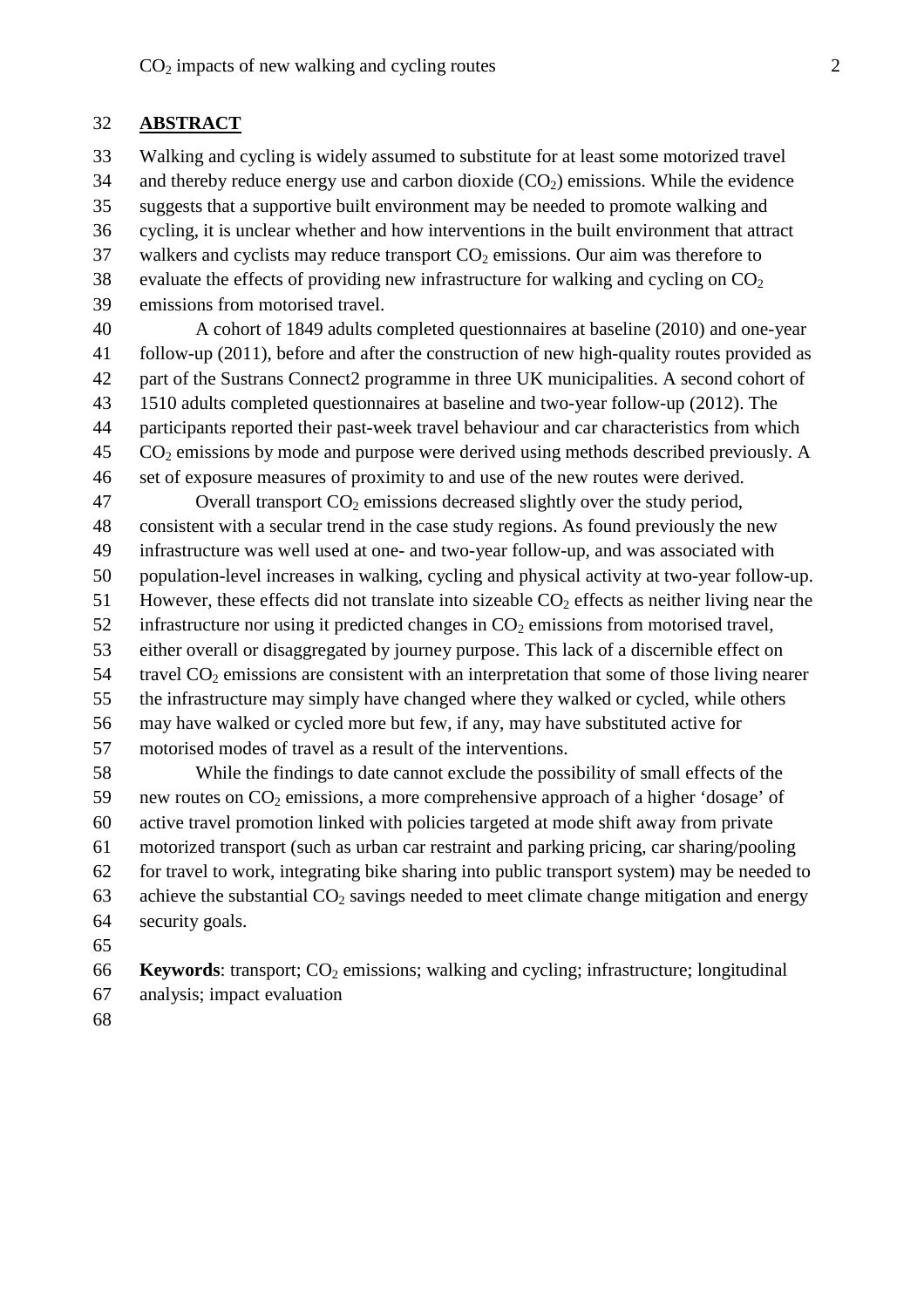## ABSTRACT

Walking and cycling is widely assumed to substitute for at least some motorized travel and thereby reduce energy use and carbon dioxide ($CO_2$) emissions. While the evidence suggests that a supportive built environment may be needed to promote walking and cycling, it is unclear whether and how interventions in the built environment that attract walkers and cyclists may reduce transport $CO_2$ emissions. Our aim was therefore to evaluate the effects of providing new infrastructure for walking and cycling on $CO_2$ emissions from motorised travel.

A cohort of 1849 adults completed questionnaires at baseline (2010) and one-year follow-up (2011), before and after the construction of new high-quality routes provided as part of the Sustrans Connect2 programme in three UK municipalities. A second cohort of 1510 adults completed questionnaires at baseline and two-year follow-up (2012). The participants reported their past-week travel behaviour and car characteristics from which $CO_2$ emissions by mode and purpose were derived using methods described previously. A set of exposure measures of proximity to and use of the new routes were derived.

Overall transport $CO_2$ emissions decreased slightly over the study period, consistent with a secular trend in the case study regions. As found previously the new infrastructure was well used at one- and two-year follow-up, and was associated with population-level increases in walking, cycling and physical activity at two-year follow-up. However, these effects did not translate into sizeable $CO_2$ effects as neither living near the infrastructure nor using it predicted changes in $CO_2$ emissions from motorised travel, either overall or disaggregated by journey purpose. This lack of a discernible effect on travel $CO_2$ emissions are consistent with an interpretation that some of those living nearer the infrastructure may simply have changed where they walked or cycled, while others may have walked or cycled more but few, if any, may have substituted active for motorised modes of travel as a result of the interventions.

While the findings to date cannot exclude the possibility of small effects of the new routes on $CO_2$ emissions, a more comprehensive approach of a higher 'dosage' of active travel promotion linked with policies targeted at mode shift away from private motorized transport (such as urban car restraint and parking pricing, car sharing/pooling for travel to work, integrating bike sharing into public transport system) may be needed to achieve the substantial $CO_2$ savings needed to meet climate change mitigation and energy security goals.

**Keywords**: transport; $CO_2$ emissions; walking and cycling; infrastructure; longitudinal analysis; impact evaluation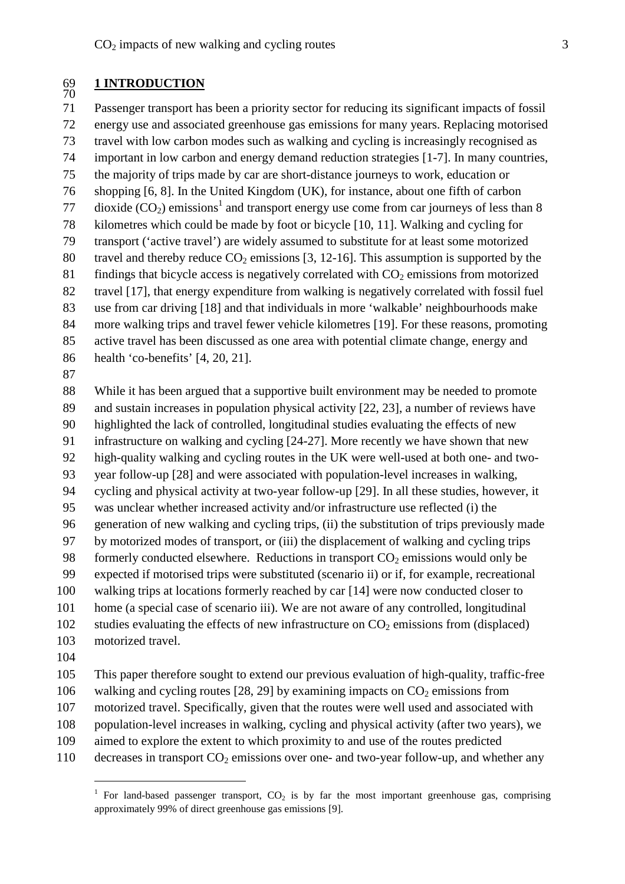## 1 INTRODUCTION

Passenger transport has been a priority sector for reducing its significant impacts of fossil energy use and associated greenhouse gas emissions for many years. Replacing motorised travel with low carbon modes such as walking and cycling is increasingly recognised as important in low carbon and energy demand reduction strategies [1-7]. In many countries, the majority of trips made by car are short-distance journeys to work, education or shopping [6, 8]. In the United Kingdom (UK), for instance, about one fifth of carbon dioxide ($CO_2$) emissions[1] and transport energy use come from car journeys of less than 8 kilometres which could be made by foot or bicycle [10, 11]. Walking and cycling for transport ('active travel') are widely assumed to substitute for at least some motorized travel and thereby reduce $CO_2$ emissions [3, 12-16]. This assumption is supported by the findings that bicycle access is negatively correlated with $CO_2$ emissions from motorized travel [17], that energy expenditure from walking is negatively correlated with fossil fuel use from car driving [18] and that individuals in more 'walkable' neighbourhoods make more walking trips and travel fewer vehicle kilometres [19]. For these reasons, promoting active travel has been discussed as one area with potential climate change, energy and health 'co-benefits' [4, 20, 21].

While it has been argued that a supportive built environment may be needed to promote and sustain increases in population physical activity [22, 23], a number of reviews have highlighted the lack of controlled, longitudinal studies evaluating the effects of new infrastructure on walking and cycling [24-27]. More recently we have shown that new high-quality walking and cycling routes in the UK were well-used at both one- and two-year follow-up [28] and were associated with population-level increases in walking, cycling and physical activity at two-year follow-up [29]. In all these studies, however, it was unclear whether increased activity and/or infrastructure use reflected (i) the generation of new walking and cycling trips, (ii) the substitution of trips previously made by motorized modes of transport, or (iii) the displacement of walking and cycling trips formerly conducted elsewhere. Reductions in transport $CO_2$ emissions would only be expected if motorised trips were substituted (scenario ii) or if, for example, recreational walking trips at locations formerly reached by car [14] were now conducted closer to home (a special case of scenario iii). We are not aware of any controlled, longitudinal studies evaluating the effects of new infrastructure on $CO_2$ emissions from (displaced) motorized travel.

This paper therefore sought to extend our previous evaluation of high-quality, traffic-free walking and cycling routes [28, 29] by examining impacts on $CO_2$ emissions from motorized travel. Specifically, given that the routes were well used and associated with population-level increases in walking, cycling and physical activity (after two years), we aimed to explore the extent to which proximity to and use of the routes predicted decreases in transport $CO_2$ emissions over one- and two-year follow-up, and whether any

[1] For land-based passenger transport, $CO_2$ is by far the most important greenhouse gas, comprising approximately 99% of direct greenhouse gas emissions [9].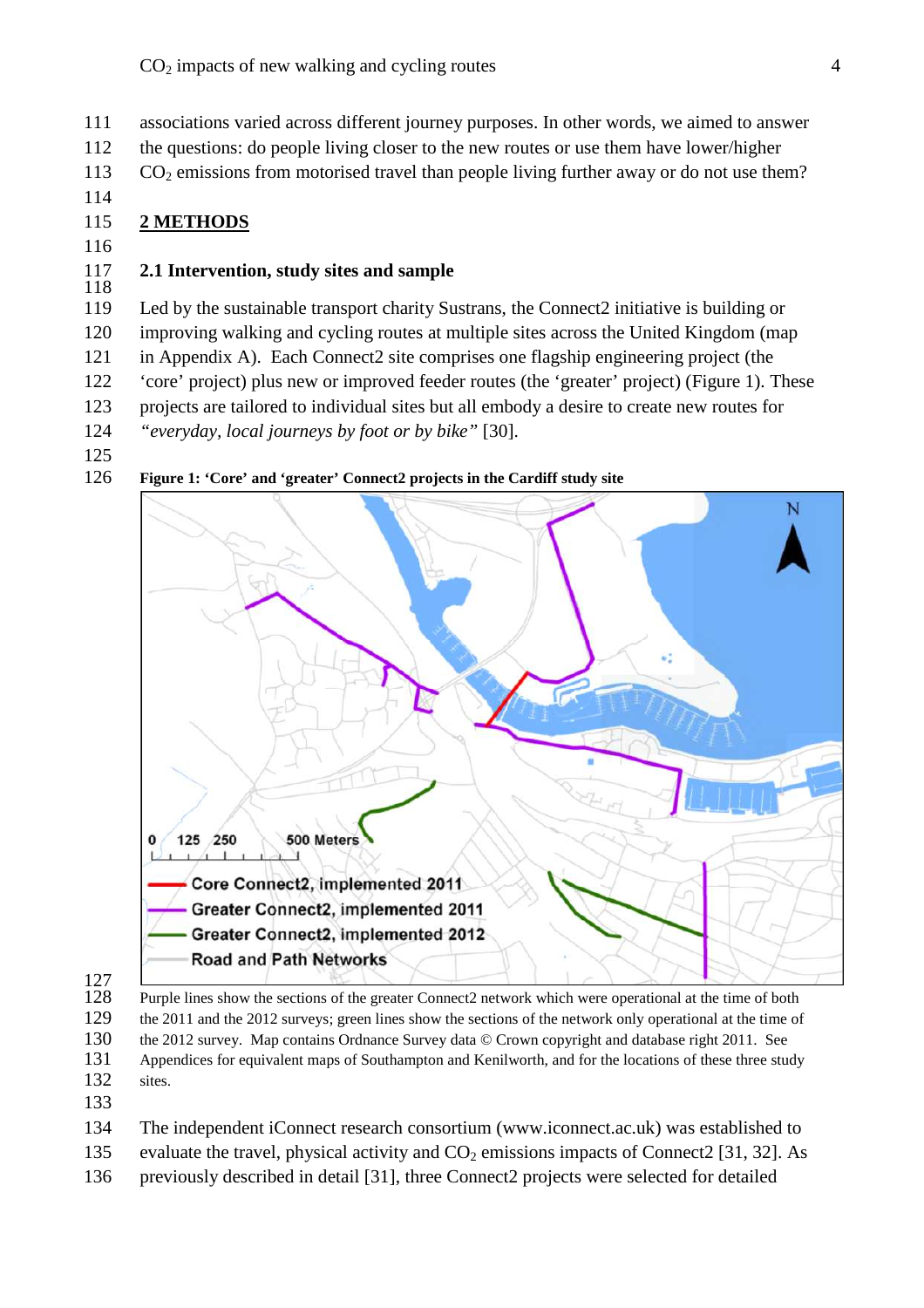associations varied across different journey purposes. In other words, we aimed to answer the questions: do people living closer to the new routes or use them have lower/higher $CO_2$ emissions from motorised travel than people living further away or do not use them?

## 2 METHODS

### 2.1 Intervention, study sites and sample

Led by the sustainable transport charity Sustrans, the Connect2 initiative is building or improving walking and cycling routes at multiple sites across the United Kingdom (map in Appendix A). Each Connect2 site comprises one flagship engineering project (the 'core' project) plus new or improved feeder routes (the 'greater' project) (Figure 1). These projects are tailored to individual sites but all embody a desire to create new routes for *"everyday, local journeys by foot or by bike"* [30].

**Figure 1: 'Core' and 'greater' Connect2 projects in the Cardiff study site**

Purple lines show the sections of the greater Connect2 network which were operational at the time of both the 2011 and the 2012 surveys; green lines show the sections of the network only operational at the time of the 2012 survey. Map contains Ordnance Survey data © Crown copyright and database right 2011. See Appendices for equivalent maps of Southampton and Kenilworth, and for the locations of these three study sites.

The independent iConnect research consortium (www.iconnect.ac.uk) was established to evaluate the travel, physical activity and $CO_2$ emissions impacts of Connect2 [31, 32]. As previously described in detail [31], three Connect2 projects were selected for detailed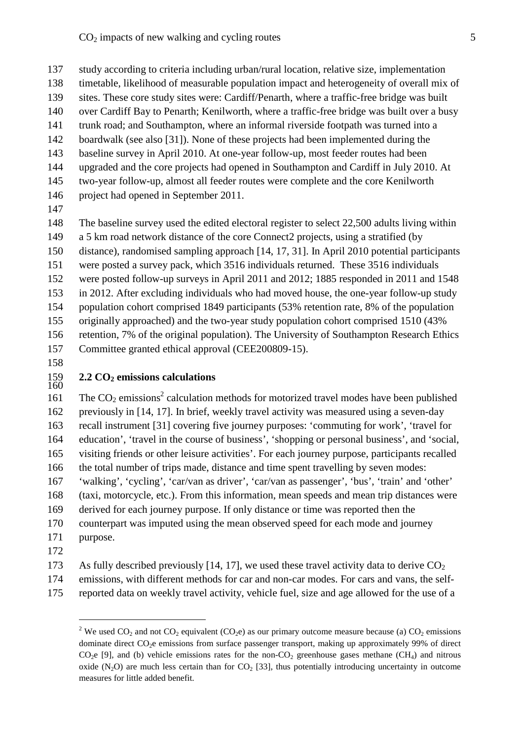study according to criteria including urban/rural location, relative size, implementation timetable, likelihood of measurable population impact and heterogeneity of overall mix of sites. These core study sites were: Cardiff/Penarth, where a traffic-free bridge was built over Cardiff Bay to Penarth; Kenilworth, where a traffic-free bridge was built over a busy trunk road; and Southampton, where an informal riverside footpath was turned into a boardwalk (see also [31]). None of these projects had been implemented during the baseline survey in April 2010. At one-year follow-up, most feeder routes had been upgraded and the core projects had opened in Southampton and Cardiff in July 2010. At two-year follow-up, almost all feeder routes were complete and the core Kenilworth project had opened in September 2011.

The baseline survey used the edited electoral register to select 22,500 adults living within a 5 km road network distance of the core Connect2 projects, using a stratified (by distance), randomised sampling approach [14, 17, 31]. In April 2010 potential participants were posted a survey pack, which 3516 individuals returned. These 3516 individuals were posted follow-up surveys in April 2011 and 2012; 1885 responded in 2011 and 1548 in 2012. After excluding individuals who had moved house, the one-year follow-up study population cohort comprised 1849 participants (53% retention rate, 8% of the population originally approached) and the two-year study population cohort comprised 1510 (43% retention, 7% of the original population). The University of Southampton Research Ethics Committee granted ethical approval (CEE200809-15).

## 2.2 $CO_2$ emissions calculations

The $CO_2$ emissions[2] calculation methods for motorized travel modes have been published previously in [14, 17]. In brief, weekly travel activity was measured using a seven-day recall instrument [31] covering five journey purposes: 'commuting for work', 'travel for education', 'travel in the course of business', 'shopping or personal business', and 'social, visiting friends or other leisure activities'. For each journey purpose, participants recalled the total number of trips made, distance and time spent travelling by seven modes: 'walking', 'cycling', 'car/van as driver', 'car/van as passenger', 'bus', 'train' and 'other' (taxi, motorcycle, etc.). From this information, mean speeds and mean trip distances were derived for each journey purpose. If only distance or time was reported then the counterpart was imputed using the mean observed speed for each mode and journey purpose.

As fully described previously [14, 17], we used these travel activity data to derive $CO_2$ emissions, with different methods for car and non-car modes. For cars and vans, the self-reported data on weekly travel activity, vehicle fuel, size and age allowed for the use of a

[2] We used $CO_2$ and not $CO_2$ equivalent ($CO_2e$) as our primary outcome measure because (a) $CO_2$ emissions dominate direct $CO_2e$ emissions from surface passenger transport, making up approximately 99% of direct $CO_2e$ [9], and (b) vehicle emissions rates for the non-$CO_2$ greenhouse gases methane ($CH_4$) and nitrous oxide ($N_2O$) are much less certain than for $CO_2$ [33], thus potentially introducing uncertainty in outcome measures for little added benefit.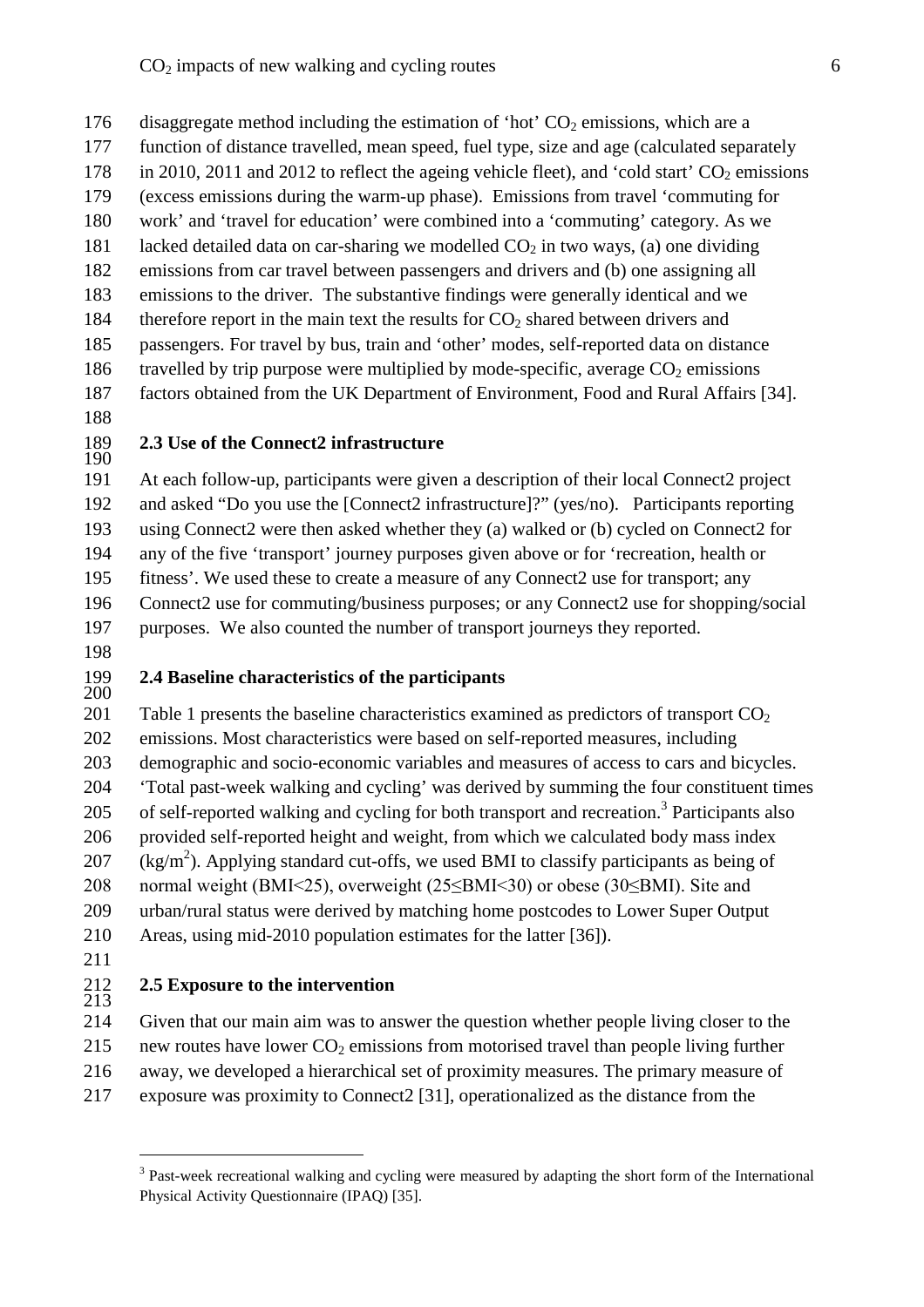disaggregate method including the estimation of 'hot' $CO_2$ emissions, which are a function of distance travelled, mean speed, fuel type, size and age (calculated separately in 2010, 2011 and 2012 to reflect the ageing vehicle fleet), and 'cold start' $CO_2$ emissions (excess emissions during the warm-up phase). Emissions from travel 'commuting for work' and 'travel for education' were combined into a 'commuting' category. As we lacked detailed data on car-sharing we modelled $CO_2$ in two ways, (a) one dividing emissions from car travel between passengers and drivers and (b) one assigning all emissions to the driver. The substantive findings were generally identical and we therefore report in the main text the results for $CO_2$ shared between drivers and passengers. For travel by bus, train and 'other' modes, self-reported data on distance travelled by trip purpose were multiplied by mode-specific, average $CO_2$ emissions factors obtained from the UK Department of Environment, Food and Rural Affairs [34].

### 2.3 Use of the Connect2 infrastructure

At each follow-up, participants were given a description of their local Connect2 project and asked "Do you use the [Connect2 infrastructure]?" (yes/no). Participants reporting using Connect2 were then asked whether they (a) walked or (b) cycled on Connect2 for any of the five 'transport' journey purposes given above or for 'recreation, health or fitness'. We used these to create a measure of any Connect2 use for transport; any Connect2 use for commuting/business purposes; or any Connect2 use for shopping/social purposes. We also counted the number of transport journeys they reported.

### 2.4 Baseline characteristics of the participants

Table 1 presents the baseline characteristics examined as predictors of transport $CO_2$ emissions. Most characteristics were based on self-reported measures, including demographic and socio-economic variables and measures of access to cars and bicycles. 'Total past-week walking and cycling' was derived by summing the four constituent times of self-reported walking and cycling for both transport and recreation.[3] Participants also provided self-reported height and weight, from which we calculated body mass index ($kg/m^2$). Applying standard cut-offs, we used BMI to classify participants as being of normal weight (BMI<25), overweight (25≤BMI<30) or obese (30≤BMI). Site and urban/rural status were derived by matching home postcodes to Lower Super Output Areas, using mid-2010 population estimates for the latter [36]).

### 2.5 Exposure to the intervention

Given that our main aim was to answer the question whether people living closer to the new routes have lower $CO_2$ emissions from motorised travel than people living further away, we developed a hierarchical set of proximity measures. The primary measure of exposure was proximity to Connect2 [31], operationalized as the distance from the

---

[3] Past-week recreational walking and cycling were measured by adapting the short form of the International Physical Activity Questionnaire (IPAQ) [35].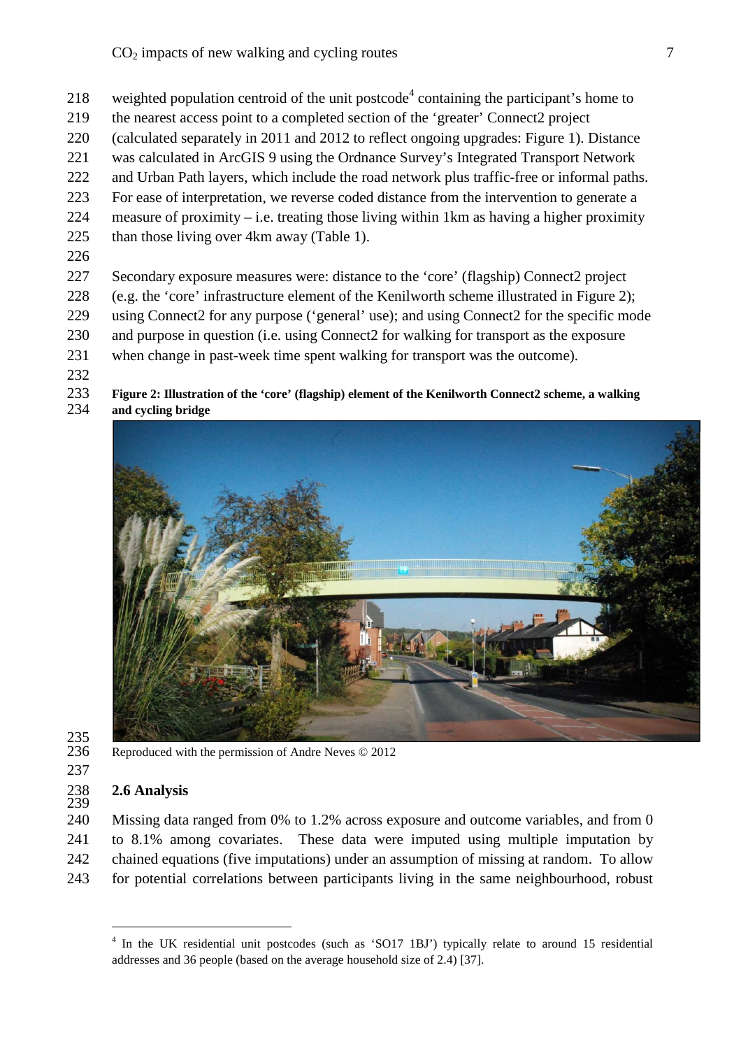weighted population centroid of the unit postcode[4] containing the participant's home to the nearest access point to a completed section of the 'greater' Connect2 project (calculated separately in 2011 and 2012 to reflect ongoing upgrades: Figure 1). Distance was calculated in ArcGIS 9 using the Ordnance Survey's Integrated Transport Network and Urban Path layers, which include the road network plus traffic-free or informal paths. For ease of interpretation, we reverse coded distance from the intervention to generate a measure of proximity – i.e. treating those living within 1km as having a higher proximity than those living over 4km away (Table 1).

Secondary exposure measures were: distance to the 'core' (flagship) Connect2 project (e.g. the 'core' infrastructure element of the Kenilworth scheme illustrated in Figure 2); using Connect2 for any purpose ('general' use); and using Connect2 for the specific mode and purpose in question (i.e. using Connect2 for walking for transport as the exposure when change in past-week time spent walking for transport was the outcome).

**Figure 2: Illustration of the 'core' (flagship) element of the Kenilworth Connect2 scheme, a walking and cycling bridge**

Reproduced with the permission of Andre Neves © 2012

## 2.6 Analysis

Missing data ranged from 0% to 1.2% across exposure and outcome variables, and from 0 to 8.1% among covariates. These data were imputed using multiple imputation by chained equations (five imputations) under an assumption of missing at random. To allow for potential correlations between participants living in the same neighbourhood, robust

[4] In the UK residential unit postcodes (such as 'SO17 1BJ') typically relate to around 15 residential addresses and 36 people (based on the average household size of 2.4) [37].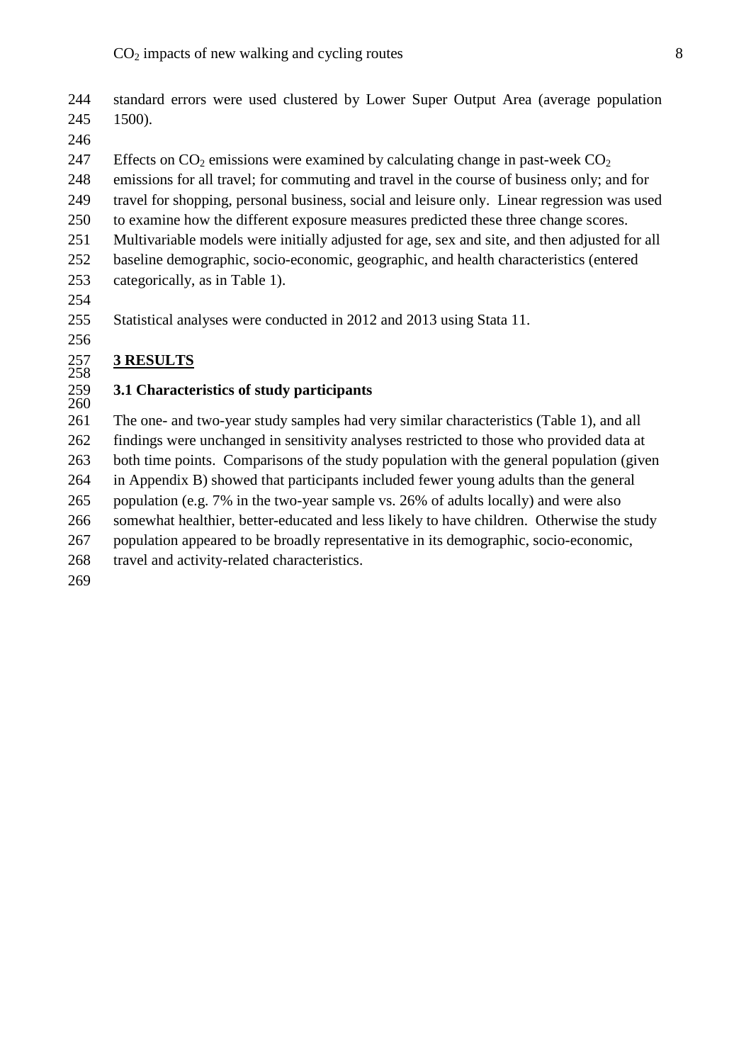standard errors were used clustered by Lower Super Output Area (average population 1500).

Effects on $CO_2$ emissions were examined by calculating change in past-week $CO_2$ emissions for all travel; for commuting and travel in the course of business only; and for travel for shopping, personal business, social and leisure only. Linear regression was used to examine how the different exposure measures predicted these three change scores. Multivariable models were initially adjusted for age, sex and site, and then adjusted for all baseline demographic, socio-economic, geographic, and health characteristics (entered categorically, as in Table 1).

Statistical analyses were conducted in 2012 and 2013 using Stata 11.

## 3 RESULTS

### 3.1 Characteristics of study participants

The one- and two-year study samples had very similar characteristics (Table 1), and all findings were unchanged in sensitivity analyses restricted to those who provided data at both time points. Comparisons of the study population with the general population (given in Appendix B) showed that participants included fewer young adults than the general population (e.g. 7% in the two-year sample vs. 26% of adults locally) and were also somewhat healthier, better-educated and less likely to have children. Otherwise the study population appeared to be broadly representative in its demographic, socio-economic, travel and activity-related characteristics.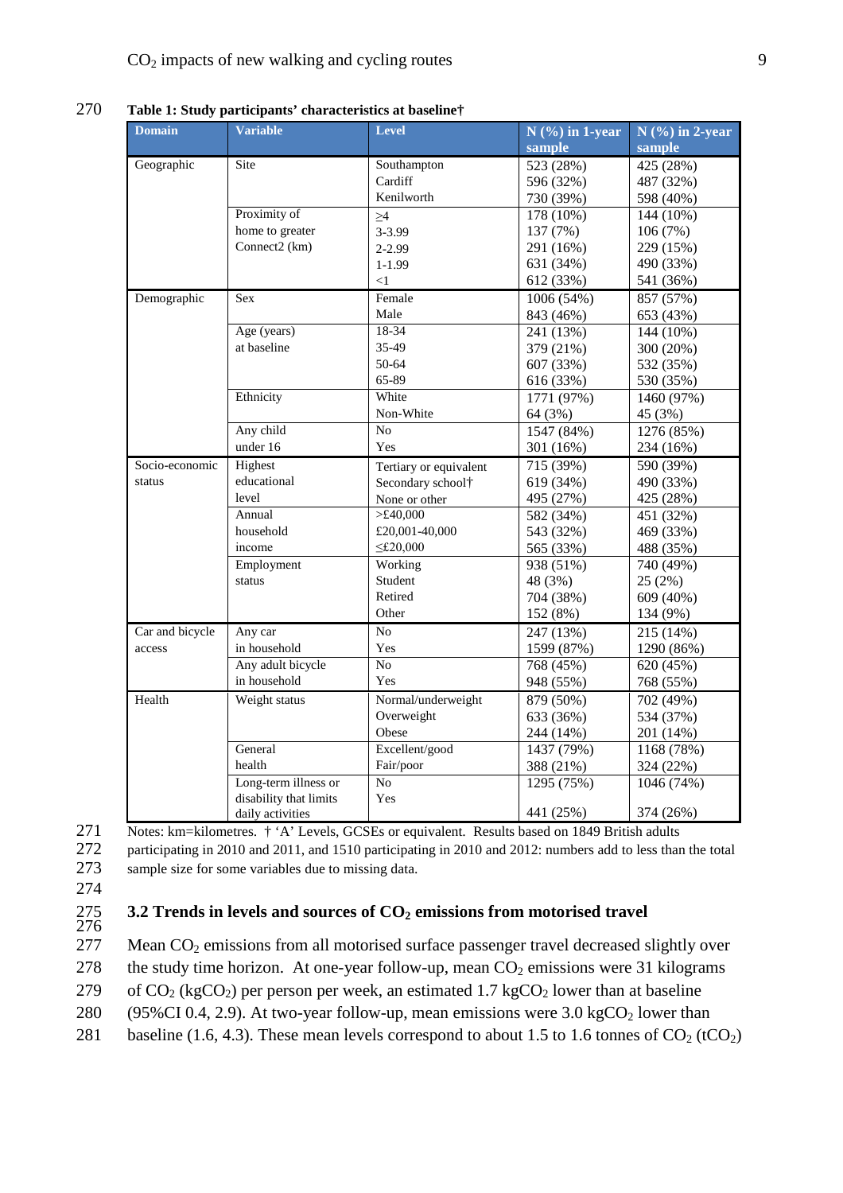**Table 1: Study participants' characteristics at baseline†**

| Domain | Variable | Level | N (%) in 1-year sample | N (%) in 2-year sample |
|---|---|---|---|---|
| Geographic | Site | Southampton | 523 (28%) | 425 (28%) |
| | | Cardiff | 596 (32%) | 487 (32%) |
| | | Kenilworth | 730 (39%) | 598 (40%) |
| | Proximity of home to greater Connect2 (km) | ≥4 | 178 (10%) | 144 (10%) |
| | | 3-3.99 | 137 (7%) | 106 (7%) |
| | | 2-2.99 | 291 (16%) | 229 (15%) |
| | | 1-1.99 | 631 (34%) | 490 (33%) |
| | | <1 | 612 (33%) | 541 (36%) |
| Demographic | Sex | Female | 1006 (54%) | 857 (57%) |
| | | Male | 843 (46%) | 653 (43%) |
| | Age (years) at baseline | 18-34 | 241 (13%) | 144 (10%) |
| | | 35-49 | 379 (21%) | 300 (20%) |
| | | 50-64 | 607 (33%) | 532 (35%) |
| | | 65-89 | 616 (33%) | 530 (35%) |
| | Ethnicity | White | 1771 (97%) | 1460 (97%) |
| | | Non-White | 64 (3%) | 45 (3%) |
| | Any child under 16 | No | 1547 (84%) | 1276 (85%) |
| | | Yes | 301 (16%) | 234 (16%) |
| Socio-economic status | Highest educational level | Tertiary or equivalent | 715 (39%) | 590 (39%) |
| | | Secondary school† | 619 (34%) | 490 (33%) |
| | | None or other | 495 (27%) | 425 (28%) |
| | Annual household income | >£40,000 | 582 (34%) | 451 (32%) |
| | | £20,001-40,000 | 543 (32%) | 469 (33%) |
| | | ≤£20,000 | 565 (33%) | 488 (35%) |
| | Employment status | Working | 938 (51%) | 740 (49%) |
| | | Student | 48 (3%) | 25 (2%) |
| | | Retired | 704 (38%) | 609 (40%) |
| | | Other | 152 (8%) | 134 (9%) |
| Car and bicycle access | Any car in household | No | 247 (13%) | 215 (14%) |
| | | Yes | 1599 (87%) | 1290 (86%) |
| | Any adult bicycle in household | No | 768 (45%) | 620 (45%) |
| | | Yes | 948 (55%) | 768 (55%) |
| Health | Weight status | Normal/underweight | 879 (50%) | 702 (49%) |
| | | Overweight | 633 (36%) | 534 (37%) |
| | | Obese | 244 (14%) | 201 (14%) |
| | General health | Excellent/good | 1437 (79%) | 1168 (78%) |
| | | Fair/poor | 388 (21%) | 324 (22%) |
| | Long-term illness or disability that limits daily activities | No | 1295 (75%) | 1046 (74%) |
| | | Yes | 441 (25%) | 374 (26%) |

Notes: km=kilometres. † 'A' Levels, GCSEs or equivalent. Results based on 1849 British adults participating in 2010 and 2011, and 1510 participating in 2010 and 2012: numbers add to less than the total sample size for some variables due to missing data.

### 3.2 Trends in levels and sources of $CO_2$ emissions from motorised travel

Mean $CO_2$ emissions from all motorised surface passenger travel decreased slightly over the study time horizon. At one-year follow-up, mean $CO_2$ emissions were 31 kilograms of $CO_2$ (kg$CO_2$) per person per week, an estimated 1.7 kg$CO_2$ lower than at baseline (95%CI 0.4, 2.9). At two-year follow-up, mean emissions were 3.0 kg$CO_2$ lower than baseline (1.6, 4.3). These mean levels correspond to about 1.5 to 1.6 tonnes of $CO_2$ (t$CO_2$)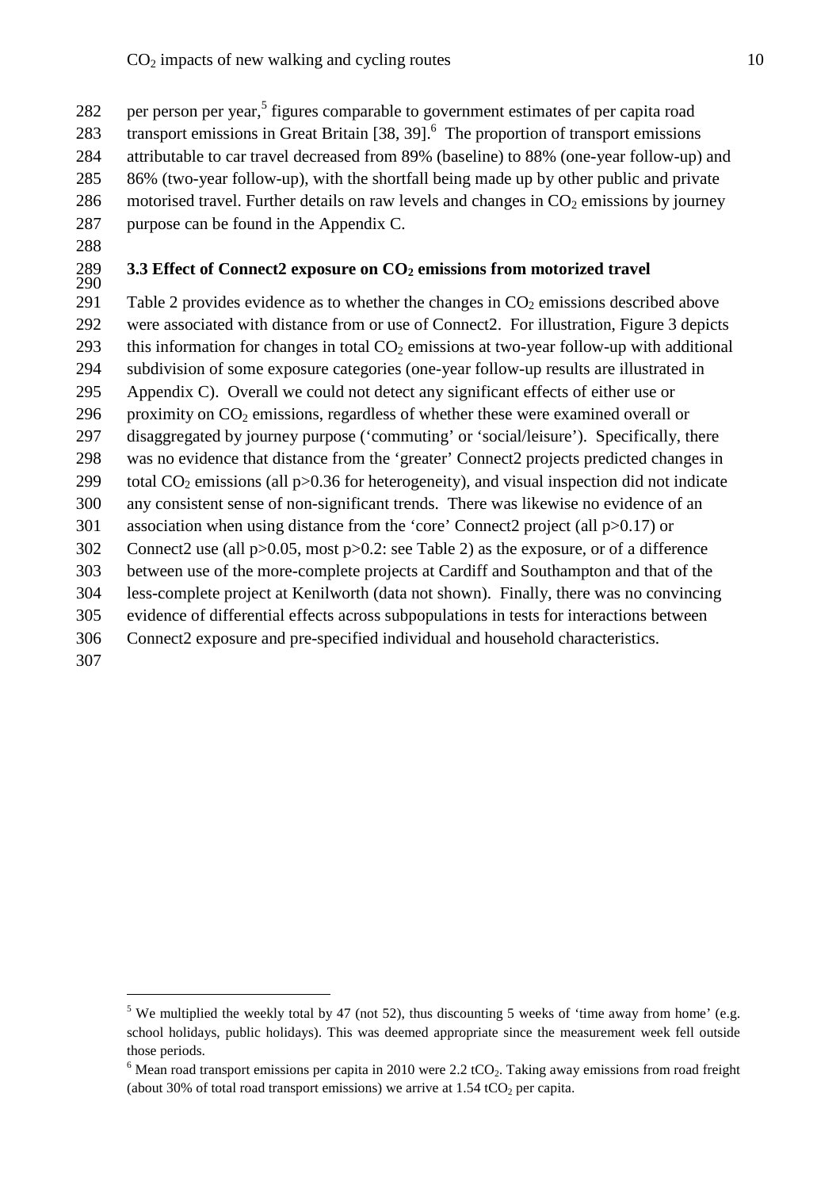per person per year,[5] figures comparable to government estimates of per capita road transport emissions in Great Britain [38, 39].[6] The proportion of transport emissions attributable to car travel decreased from 89% (baseline) to 88% (one-year follow-up) and 86% (two-year follow-up), with the shortfall being made up by other public and private motorised travel. Further details on raw levels and changes in $CO_2$ emissions by journey purpose can be found in the Appendix C.

### 3.3 Effect of Connect2 exposure on $CO_2$ emissions from motorized travel

Table 2 provides evidence as to whether the changes in $CO_2$ emissions described above were associated with distance from or use of Connect2. For illustration, Figure 3 depicts this information for changes in total $CO_2$ emissions at two-year follow-up with additional subdivision of some exposure categories (one-year follow-up results are illustrated in Appendix C). Overall we could not detect any significant effects of either use or proximity on $CO_2$ emissions, regardless of whether these were examined overall or disaggregated by journey purpose ('commuting' or 'social/leisure'). Specifically, there was no evidence that distance from the 'greater' Connect2 projects predicted changes in total $CO_2$ emissions (all $p>0.36$ for heterogeneity), and visual inspection did not indicate any consistent sense of non-significant trends. There was likewise no evidence of an association when using distance from the 'core' Connect2 project (all $p>0.17$) or Connect2 use (all $p>0.05$, most $p>0.2$: see Table 2) as the exposure, or of a difference between use of the more-complete projects at Cardiff and Southampton and that of the less-complete project at Kenilworth (data not shown). Finally, there was no convincing evidence of differential effects across subpopulations in tests for interactions between Connect2 exposure and pre-specified individual and household characteristics.

---

[5] We multiplied the weekly total by 47 (not 52), thus discounting 5 weeks of 'time away from home' (e.g. school holidays, public holidays). This was deemed appropriate since the measurement week fell outside those periods.

[6] Mean road transport emissions per capita in 2010 were 2.2 $tCO_2$. Taking away emissions from road freight (about 30% of total road transport emissions) we arrive at 1.54 $tCO_2$ per capita.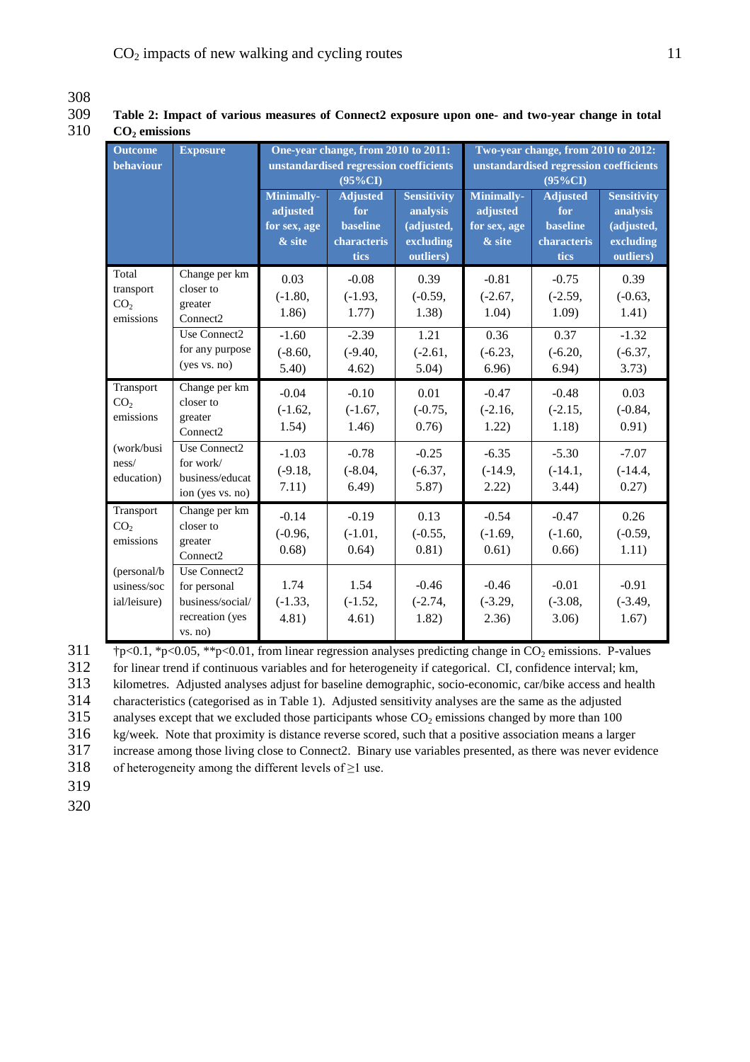**Table 2: Impact of various measures of Connect2 exposure upon one- and two-year change in total $CO_2$ emissions**

| Outcome behaviour | Exposure | One-year change, from 2010 to 2011: unstandardised regression coefficients (95%CI) | | | Two-year change, from 2010 to 2012: unstandardised regression coefficients (95%CI) | | |
|---|---|---|---|---|---|---|---|
| | | Minimally-adjusted for sex, age & site | Adjusted for baseline characteristics | Sensitivity analysis (adjusted, excluding outliers) | Minimally-adjusted for sex, age & site | Adjusted for baseline characteristics | Sensitivity analysis (adjusted, excluding outliers) |
| Total transport $CO_2$ emissions | Change per km closer to greater Connect2 | 0.03 (-1.80, 1.86) | -0.08 (-1.93, 1.77) | 0.39 (-0.59, 1.38) | -0.81 (-2.67, 1.04) | -0.75 (-2.59, 1.09) | 0.39 (-0.63, 1.41) |
| | Use Connect2 for any purpose (yes vs. no) | -1.60 (-8.60, 5.40) | -2.39 (-9.40, 4.62) | 1.21 (-2.61, 5.04) | 0.36 (-6.23, 6.96) | 0.37 (-6.20, 6.94) | -1.32 (-6.37, 3.73) |
| Transport $CO_2$ emissions (work/business/education) | Change per km closer to greater Connect2 | -0.04 (-1.62, 1.54) | -0.10 (-1.67, 1.46) | 0.01 (-0.75, 0.76) | -0.47 (-2.16, 1.22) | -0.48 (-2.15, 1.18) | 0.03 (-0.84, 0.91) |
| | Use Connect2 for work/business/education (yes vs. no) | -1.03 (-9.18, 7.11) | -0.78 (-8.04, 6.49) | -0.25 (-6.37, 5.87) | -6.35 (-14.9, 2.22) | -5.30 (-14.1, 3.44) | -7.07 (-14.4, 0.27) |
| Transport $CO_2$ emissions (personal/business/social/leisure) | Change per km closer to greater Connect2 | -0.14 (-0.96, 0.68) | -0.19 (-1.01, 0.64) | 0.13 (-0.55, 0.81) | -0.54 (-1.69, 0.61) | -0.47 (-1.60, 0.66) | 0.26 (-0.59, 1.11) |
| | Use Connect2 for personal business/social/recreation (yes vs. no) | 1.74 (-1.33, 4.81) | 1.54 (-1.52, 4.61) | -0.46 (-2.74, 1.82) | -0.46 (-3.29, 2.36) | -0.01 (-3.08, 3.06) | -0.91 (-3.49, 1.67) |

†p<0.1, *p<0.05, **p<0.01, from linear regression analyses predicting change in $CO_2$ emissions. P-values for linear trend if continuous variables and for heterogeneity if categorical. CI, confidence interval; km, kilometres. Adjusted analyses adjust for baseline demographic, socio-economic, car/bike access and health characteristics (categorised as in Table 1). Adjusted sensitivity analyses are the same as the adjusted analyses except that we excluded those participants whose $CO_2$ emissions changed by more than 100 kg/week. Note that proximity is distance reverse scored, such that a positive association means a larger increase among those living close to Connect2. Binary use variables presented, as there was never evidence of heterogeneity among the different levels of ≥1 use.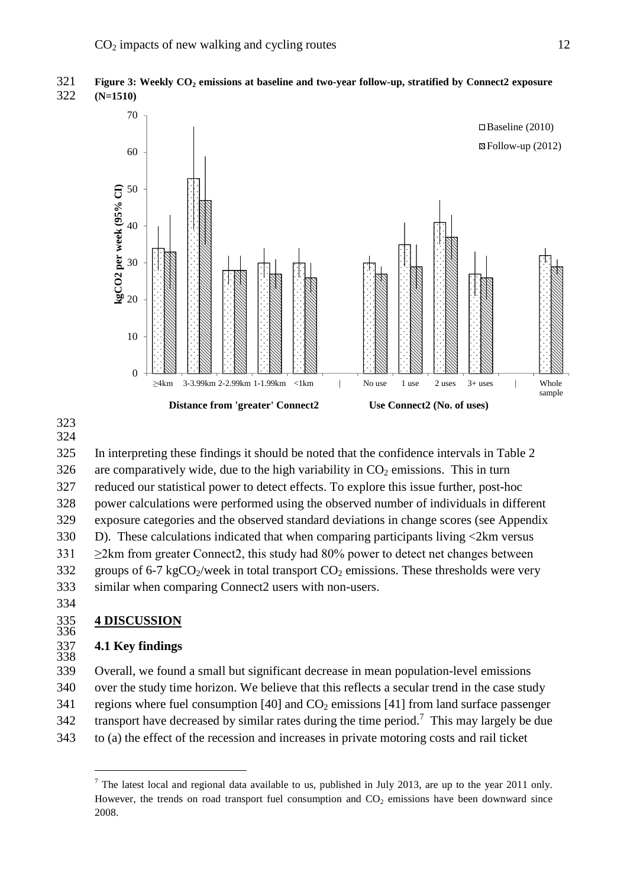**Figure 3: Weekly $CO_2$ emissions at baseline and two-year follow-up, stratified by Connect2 exposure (N=1510)**

In interpreting these findings it should be noted that the confidence intervals in Table 2 are comparatively wide, due to the high variability in $CO_2$ emissions. This in turn reduced our statistical power to detect effects. To explore this issue further, post-hoc power calculations were performed using the observed number of individuals in different exposure categories and the observed standard deviations in change scores (see Appendix D). These calculations indicated that when comparing participants living <2km versus ≥2km from greater Connect2, this study had 80% power to detect net changes between groups of 6-7 $kgCO_2$/week in total transport $CO_2$ emissions. These thresholds were very similar when comparing Connect2 users with non-users.

## 4 DISCUSSION

### 4.1 Key findings

Overall, we found a small but significant decrease in mean population-level emissions over the study time horizon. We believe that this reflects a secular trend in the case study regions where fuel consumption [40] and $CO_2$ emissions [41] from land surface passenger transport have decreased by similar rates during the time period.[7] This may largely be due to (a) the effect of the recession and increases in private motoring costs and rail ticket

[7] The latest local and regional data available to us, published in July 2013, are up to the year 2011 only. However, the trends on road transport fuel consumption and $CO_2$ emissions have been downward since 2008.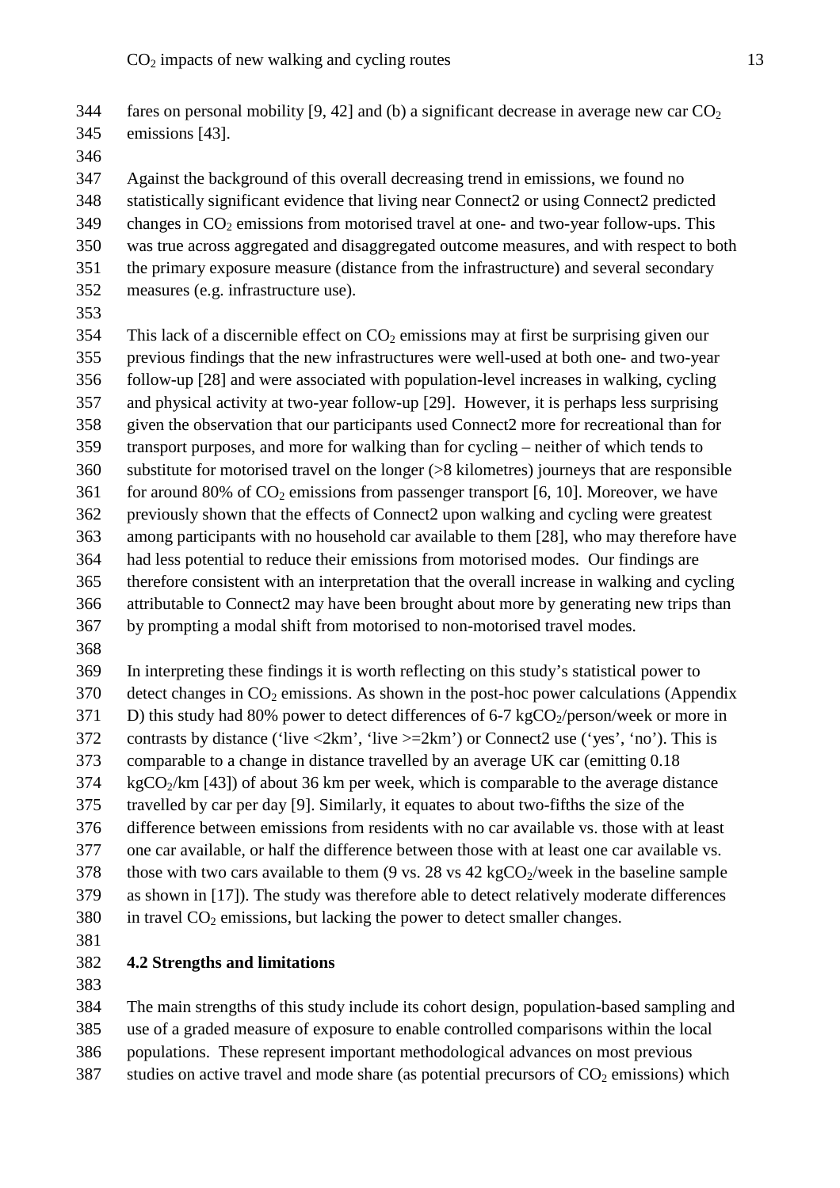fares on personal mobility [9, 42] and (b) a significant decrease in average new car $CO_2$ emissions [43].

Against the background of this overall decreasing trend in emissions, we found no statistically significant evidence that living near Connect2 or using Connect2 predicted changes in $CO_2$ emissions from motorised travel at one- and two-year follow-ups. This was true across aggregated and disaggregated outcome measures, and with respect to both the primary exposure measure (distance from the infrastructure) and several secondary measures (e.g. infrastructure use).

This lack of a discernible effect on $CO_2$ emissions may at first be surprising given our previous findings that the new infrastructures were well-used at both one- and two-year follow-up [28] and were associated with population-level increases in walking, cycling and physical activity at two-year follow-up [29]. However, it is perhaps less surprising given the observation that our participants used Connect2 more for recreational than for transport purposes, and more for walking than for cycling – neither of which tends to substitute for motorised travel on the longer (>8 kilometres) journeys that are responsible for around 80% of $CO_2$ emissions from passenger transport [6, 10]. Moreover, we have previously shown that the effects of Connect2 upon walking and cycling were greatest among participants with no household car available to them [28], who may therefore have had less potential to reduce their emissions from motorised modes. Our findings are therefore consistent with an interpretation that the overall increase in walking and cycling attributable to Connect2 may have been brought about more by generating new trips than by prompting a modal shift from motorised to non-motorised travel modes.

In interpreting these findings it is worth reflecting on this study's statistical power to detect changes in $CO_2$ emissions. As shown in the post-hoc power calculations (Appendix D) this study had 80% power to detect differences of 6-7 $kgCO_2$/person/week or more in contrasts by distance ('live <2km', 'live >=2km') or Connect2 use ('yes', 'no'). This is comparable to a change in distance travelled by an average UK car (emitting 0.18 $kgCO_2$/km [43]) of about 36 km per week, which is comparable to the average distance travelled by car per day [9]. Similarly, it equates to about two-fifths the size of the difference between emissions from residents with no car available vs. those with at least one car available, or half the difference between those with at least one car available vs. those with two cars available to them (9 vs. 28 vs 42 $kgCO_2$/week in the baseline sample as shown in [17]). The study was therefore able to detect relatively moderate differences in travel $CO_2$ emissions, but lacking the power to detect smaller changes.

### 4.2 Strengths and limitations

The main strengths of this study include its cohort design, population-based sampling and use of a graded measure of exposure to enable controlled comparisons within the local populations. These represent important methodological advances on most previous studies on active travel and mode share (as potential precursors of $CO_2$ emissions) which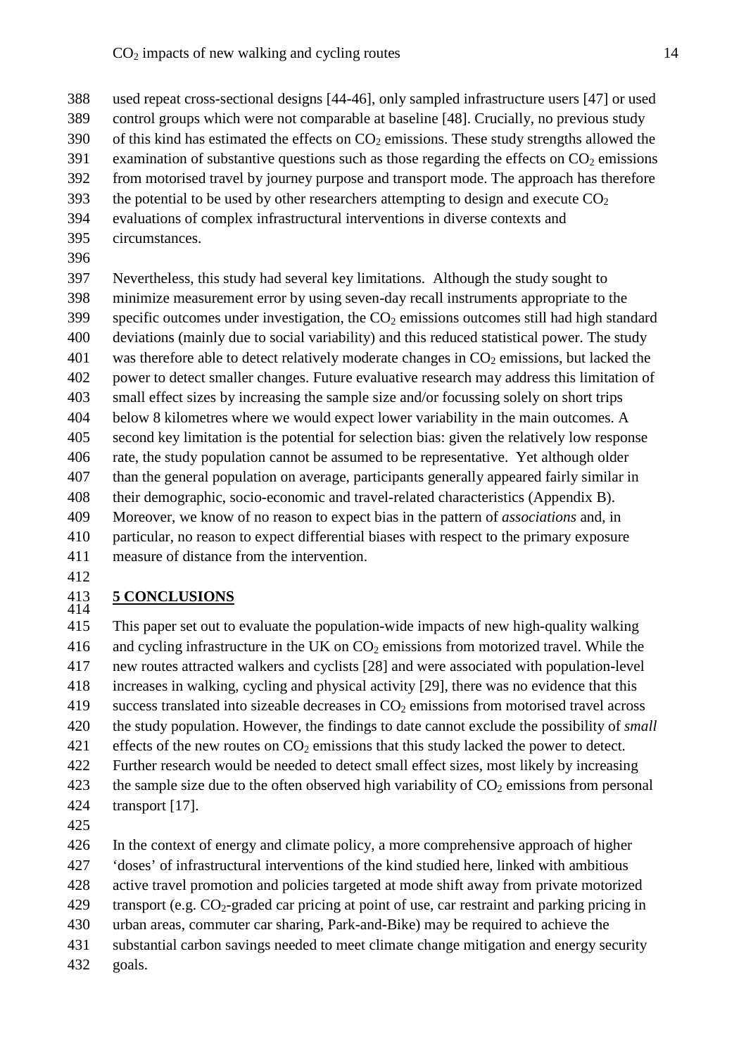used repeat cross-sectional designs [44-46], only sampled infrastructure users [47] or used control groups which were not comparable at baseline [48]. Crucially, no previous study of this kind has estimated the effects on $CO_2$ emissions. These study strengths allowed the examination of substantive questions such as those regarding the effects on $CO_2$ emissions from motorised travel by journey purpose and transport mode. The approach has therefore the potential to be used by other researchers attempting to design and execute $CO_2$ evaluations of complex infrastructural interventions in diverse contexts and circumstances.

Nevertheless, this study had several key limitations. Although the study sought to minimize measurement error by using seven-day recall instruments appropriate to the specific outcomes under investigation, the $CO_2$ emissions outcomes still had high standard deviations (mainly due to social variability) and this reduced statistical power. The study was therefore able to detect relatively moderate changes in $CO_2$ emissions, but lacked the power to detect smaller changes. Future evaluative research may address this limitation of small effect sizes by increasing the sample size and/or focussing solely on short trips below 8 kilometres where we would expect lower variability in the main outcomes. A second key limitation is the potential for selection bias: given the relatively low response rate, the study population cannot be assumed to be representative. Yet although older than the general population on average, participants generally appeared fairly similar in their demographic, socio-economic and travel-related characteristics (Appendix B). Moreover, we know of no reason to expect bias in the pattern of *associations* and, in particular, no reason to expect differential biases with respect to the primary exposure measure of distance from the intervention.

## 5 CONCLUSIONS

This paper set out to evaluate the population-wide impacts of new high-quality walking and cycling infrastructure in the UK on $CO_2$ emissions from motorized travel. While the new routes attracted walkers and cyclists [28] and were associated with population-level increases in walking, cycling and physical activity [29], there was no evidence that this success translated into sizeable decreases in $CO_2$ emissions from motorised travel across the study population. However, the findings to date cannot exclude the possibility of *small* effects of the new routes on $CO_2$ emissions that this study lacked the power to detect. Further research would be needed to detect small effect sizes, most likely by increasing the sample size due to the often observed high variability of $CO_2$ emissions from personal transport [17].

In the context of energy and climate policy, a more comprehensive approach of higher 'doses' of infrastructural interventions of the kind studied here, linked with ambitious active travel promotion and policies targeted at mode shift away from private motorized transport (e.g. $CO_2$-graded car pricing at point of use, car restraint and parking pricing in urban areas, commuter car sharing, Park-and-Bike) may be required to achieve the substantial carbon savings needed to meet climate change mitigation and energy security goals.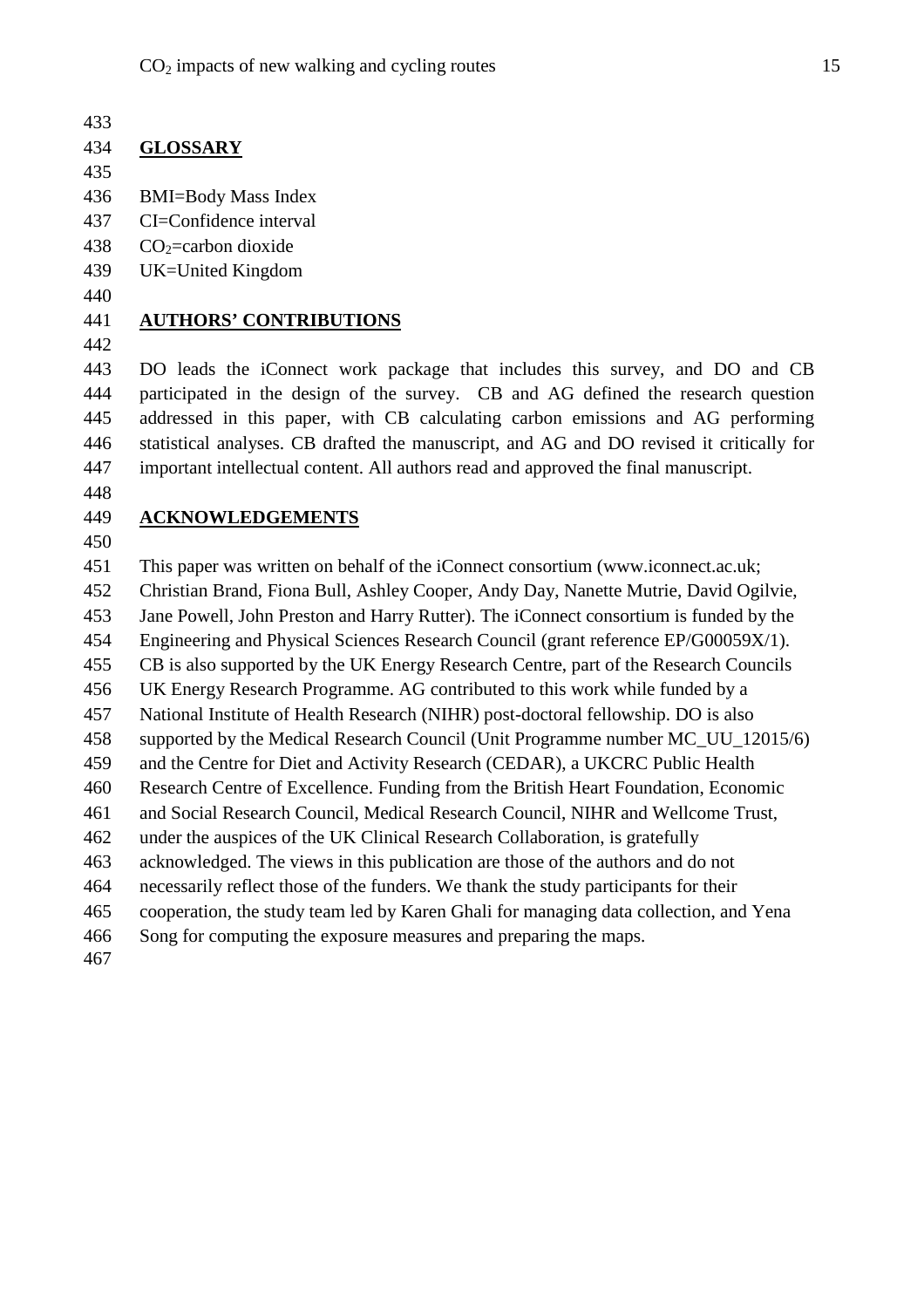## GLOSSARY

BMI=Body Mass Index
CI=Confidence interval
$CO_2$=carbon dioxide
UK=United Kingdom

## AUTHORS' CONTRIBUTIONS

DO leads the iConnect work package that includes this survey, and DO and CB participated in the design of the survey. CB and AG defined the research question addressed in this paper, with CB calculating carbon emissions and AG performing statistical analyses. CB drafted the manuscript, and AG and DO revised it critically for important intellectual content. All authors read and approved the final manuscript.

## ACKNOWLEDGEMENTS

This paper was written on behalf of the iConnect consortium (www.iconnect.ac.uk; Christian Brand, Fiona Bull, Ashley Cooper, Andy Day, Nanette Mutrie, David Ogilvie, Jane Powell, John Preston and Harry Rutter). The iConnect consortium is funded by the Engineering and Physical Sciences Research Council (grant reference EP/G00059X/1). CB is also supported by the UK Energy Research Centre, part of the Research Councils UK Energy Research Programme. AG contributed to this work while funded by a National Institute of Health Research (NIHR) post-doctoral fellowship. DO is also supported by the Medical Research Council (Unit Programme number MC_UU_12015/6) and the Centre for Diet and Activity Research (CEDAR), a UKCRC Public Health Research Centre of Excellence. Funding from the British Heart Foundation, Economic and Social Research Council, Medical Research Council, NIHR and Wellcome Trust, under the auspices of the UK Clinical Research Collaboration, is gratefully acknowledged. The views in this publication are those of the authors and do not necessarily reflect those of the funders. We thank the study participants for their cooperation, the study team led by Karen Ghali for managing data collection, and Yena Song for computing the exposure measures and preparing the maps.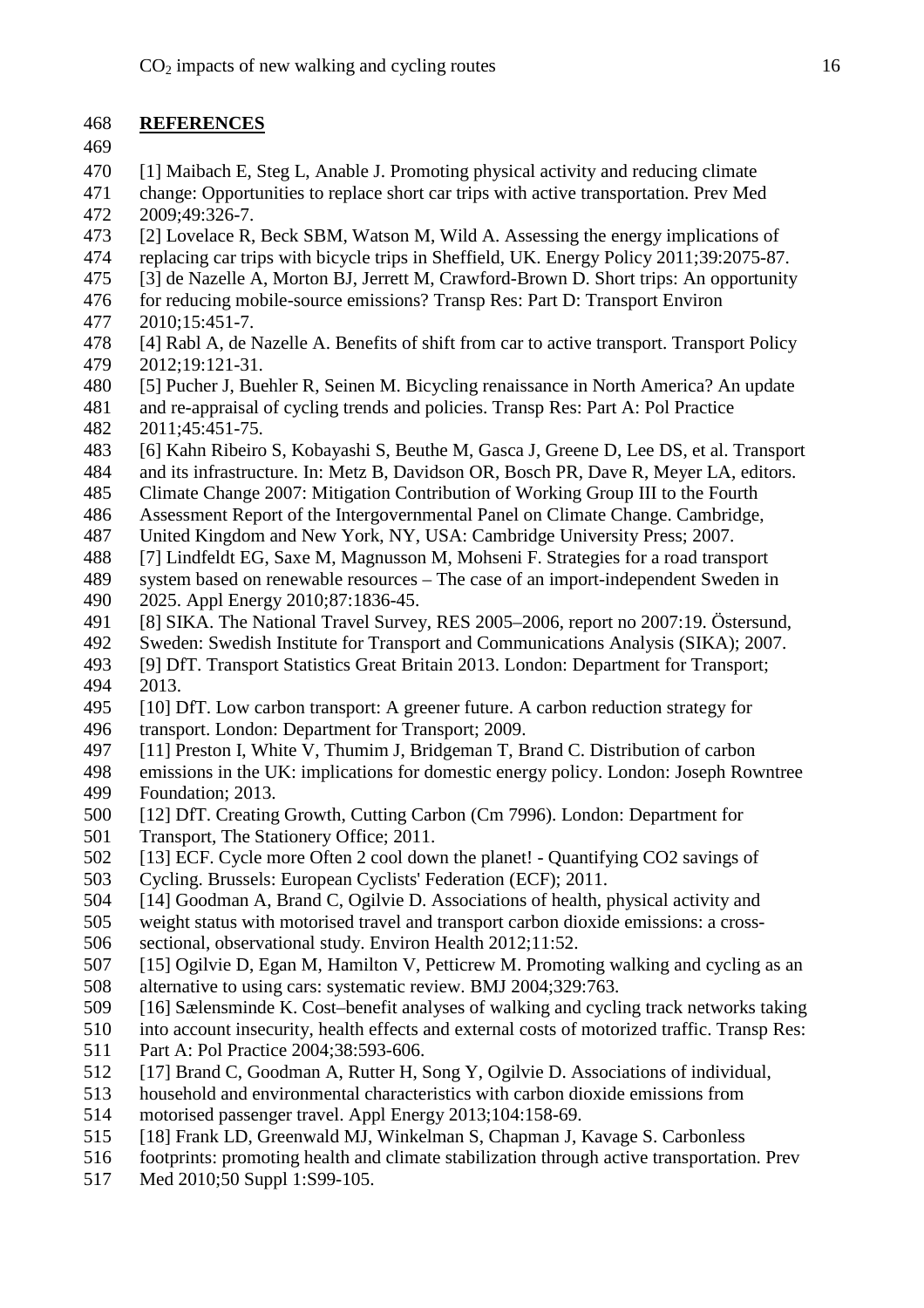## REFERENCES

[1] Maibach E, Steg L, Anable J. Promoting physical activity and reducing climate change: Opportunities to replace short car trips with active transportation. Prev Med 2009;49:326-7.

[2] Lovelace R, Beck SBM, Watson M, Wild A. Assessing the energy implications of replacing car trips with bicycle trips in Sheffield, UK. Energy Policy 2011;39:2075-87.

[3] de Nazelle A, Morton BJ, Jerrett M, Crawford-Brown D. Short trips: An opportunity for reducing mobile-source emissions? Transp Res: Part D: Transport Environ 2010;15:451-7.

[4] Rabl A, de Nazelle A. Benefits of shift from car to active transport. Transport Policy 2012;19:121-31.

[5] Pucher J, Buehler R, Seinen M. Bicycling renaissance in North America? An update and re-appraisal of cycling trends and policies. Transp Res: Part A: Pol Practice 2011;45:451-75.

[6] Kahn Ribeiro S, Kobayashi S, Beuthe M, Gasca J, Greene D, Lee DS, et al. Transport and its infrastructure. In: Metz B, Davidson OR, Bosch PR, Dave R, Meyer LA, editors. Climate Change 2007: Mitigation Contribution of Working Group III to the Fourth Assessment Report of the Intergovernmental Panel on Climate Change. Cambridge, United Kingdom and New York, NY, USA: Cambridge University Press; 2007.

[7] Lindfeldt EG, Saxe M, Magnusson M, Mohseni F. Strategies for a road transport system based on renewable resources – The case of an import-independent Sweden in 2025. Appl Energy 2010;87:1836-45.

[8] SIKA. The National Travel Survey, RES 2005–2006, report no 2007:19. Östersund, Sweden: Swedish Institute for Transport and Communications Analysis (SIKA); 2007.

[9] DfT. Transport Statistics Great Britain 2013. London: Department for Transport; 2013.

[10] DfT. Low carbon transport: A greener future. A carbon reduction strategy for transport. London: Department for Transport; 2009.

[11] Preston I, White V, Thumim J, Bridgeman T, Brand C. Distribution of carbon emissions in the UK: implications for domestic energy policy. London: Joseph Rowntree Foundation; 2013.

[12] DfT. Creating Growth, Cutting Carbon (Cm 7996). London: Department for Transport, The Stationery Office; 2011.

[13] ECF. Cycle more Often 2 cool down the planet! - Quantifying CO2 savings of Cycling. Brussels: European Cyclists' Federation (ECF); 2011.

[14] Goodman A, Brand C, Ogilvie D. Associations of health, physical activity and weight status with motorised travel and transport carbon dioxide emissions: a cross-sectional, observational study. Environ Health 2012;11:52.

[15] Ogilvie D, Egan M, Hamilton V, Petticrew M. Promoting walking and cycling as an alternative to using cars: systematic review. BMJ 2004;329:763.

[16] Sælensminde K. Cost–benefit analyses of walking and cycling track networks taking into account insecurity, health effects and external costs of motorized traffic. Transp Res: Part A: Pol Practice 2004;38:593-606.

[17] Brand C, Goodman A, Rutter H, Song Y, Ogilvie D. Associations of individual, household and environmental characteristics with carbon dioxide emissions from motorised passenger travel. Appl Energy 2013;104:158-69.

[18] Frank LD, Greenwald MJ, Winkelman S, Chapman J, Kavage S. Carbonless footprints: promoting health and climate stabilization through active transportation. Prev Med 2010;50 Suppl 1:S99-105.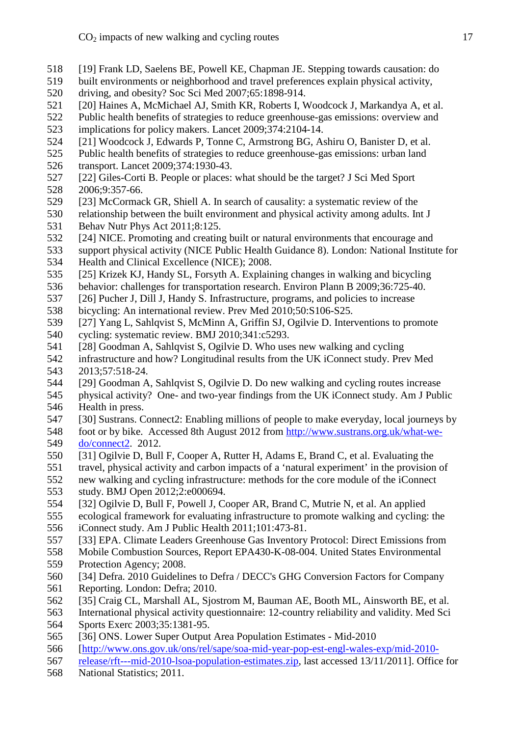[19] Frank LD, Saelens BE, Powell KE, Chapman JE. Stepping towards causation: do built environments or neighborhood and travel preferences explain physical activity, driving, and obesity? Soc Sci Med 2007;65:1898-914.

[20] Haines A, McMichael AJ, Smith KR, Roberts I, Woodcock J, Markandya A, et al. Public health benefits of strategies to reduce greenhouse-gas emissions: overview and implications for policy makers. Lancet 2009;374:2104-14.

[21] Woodcock J, Edwards P, Tonne C, Armstrong BG, Ashiru O, Banister D, et al. Public health benefits of strategies to reduce greenhouse-gas emissions: urban land transport. Lancet 2009;374:1930-43.

[22] Giles-Corti B. People or places: what should be the target? J Sci Med Sport 2006;9:357-66.

[23] McCormack GR, Shiell A. In search of causality: a systematic review of the relationship between the built environment and physical activity among adults. Int J Behav Nutr Phys Act 2011;8:125.

[24] NICE. Promoting and creating built or natural environments that encourage and support physical activity (NICE Public Health Guidance 8). London: National Institute for Health and Clinical Excellence (NICE); 2008.

[25] Krizek KJ, Handy SL, Forsyth A. Explaining changes in walking and bicycling behavior: challenges for transportation research. Environ Plann B 2009;36:725-40.

[26] Pucher J, Dill J, Handy S. Infrastructure, programs, and policies to increase bicycling: An international review. Prev Med 2010;50:S106-S25.

[27] Yang L, Sahlqvist S, McMinn A, Griffin SJ, Ogilvie D. Interventions to promote cycling: systematic review. BMJ 2010;341:c5293.

[28] Goodman A, Sahlqvist S, Ogilvie D. Who uses new walking and cycling infrastructure and how? Longitudinal results from the UK iConnect study. Prev Med 2013;57:518-24.

[29] Goodman A, Sahlqvist S, Ogilvie D. Do new walking and cycling routes increase physical activity? One- and two-year findings from the UK iConnect study. Am J Public Health in press.

[30] Sustrans. Connect2: Enabling millions of people to make everyday, local journeys by foot or by bike. Accessed 8th August 2012 from http://www.sustrans.org.uk/what-we-do/connect2. 2012.

[31] Ogilvie D, Bull F, Cooper A, Rutter H, Adams E, Brand C, et al. Evaluating the travel, physical activity and carbon impacts of a 'natural experiment' in the provision of new walking and cycling infrastructure: methods for the core module of the iConnect study. BMJ Open 2012;2:e000694.

[32] Ogilvie D, Bull F, Powell J, Cooper AR, Brand C, Mutrie N, et al. An applied ecological framework for evaluating infrastructure to promote walking and cycling: the iConnect study. Am J Public Health 2011;101:473-81.

[33] EPA. Climate Leaders Greenhouse Gas Inventory Protocol: Direct Emissions from Mobile Combustion Sources, Report EPA430-K-08-004. United States Environmental Protection Agency; 2008.

[34] Defra. 2010 Guidelines to Defra / DECC's GHG Conversion Factors for Company Reporting. London: Defra; 2010.

[35] Craig CL, Marshall AL, Sjostrom M, Bauman AE, Booth ML, Ainsworth BE, et al. International physical activity questionnaire: 12-country reliability and validity. Med Sci Sports Exerc 2003;35:1381-95.

[36] ONS. Lower Super Output Area Population Estimates - Mid-2010 [http://www.ons.gov.uk/ons/rel/sape/soa-mid-year-pop-est-engl-wales-exp/mid-2010-release/rft---mid-2010-lsoa-population-estimates.zip, last accessed 13/11/2011]. Office for National Statistics; 2011.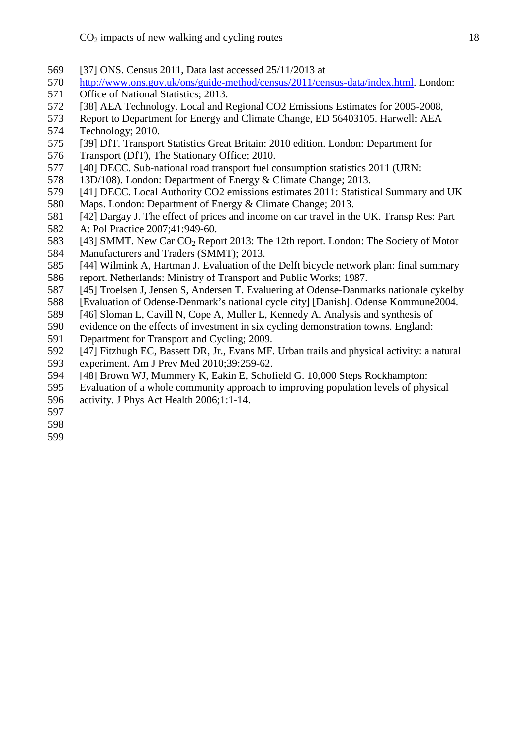[37] ONS. Census 2011, Data last accessed 25/11/2013 at http://www.ons.gov.uk/ons/guide-method/census/2011/census-data/index.html. London: Office of National Statistics; 2013.

[38] AEA Technology. Local and Regional CO2 Emissions Estimates for 2005-2008, Report to Department for Energy and Climate Change, ED 56403105. Harwell: AEA Technology; 2010.

[39] DfT. Transport Statistics Great Britain: 2010 edition. London: Department for Transport (DfT), The Stationary Office; 2010.

[40] DECC. Sub-national road transport fuel consumption statistics 2011 (URN: 13D/108). London: Department of Energy & Climate Change; 2013.

[41] DECC. Local Authority CO2 emissions estimates 2011: Statistical Summary and UK Maps. London: Department of Energy & Climate Change; 2013.

[42] Dargay J. The effect of prices and income on car travel in the UK. Transp Res: Part A: Pol Practice 2007;41:949-60.

[43] SMMT. New Car $CO_2$ Report 2013: The 12th report. London: The Society of Motor Manufacturers and Traders (SMMT); 2013.

[44] Wilmink A, Hartman J. Evaluation of the Delft bicycle network plan: final summary report. Netherlands: Ministry of Transport and Public Works; 1987.

[45] Troelsen J, Jensen S, Andersen T. Evaluering af Odense-Danmarks nationale cykelby [Evaluation of Odense-Denmark's national cycle city] [Danish]. Odense Kommune2004.

[46] Sloman L, Cavill N, Cope A, Muller L, Kennedy A. Analysis and synthesis of evidence on the effects of investment in six cycling demonstration towns. England: Department for Transport and Cycling; 2009.

[47] Fitzhugh EC, Bassett DR, Jr., Evans MF. Urban trails and physical activity: a natural experiment. Am J Prev Med 2010;39:259-62.

[48] Brown WJ, Mummery K, Eakin E, Schofield G. 10,000 Steps Rockhampton: Evaluation of a whole community approach to improving population levels of physical activity. J Phys Act Health 2006;1:1-14.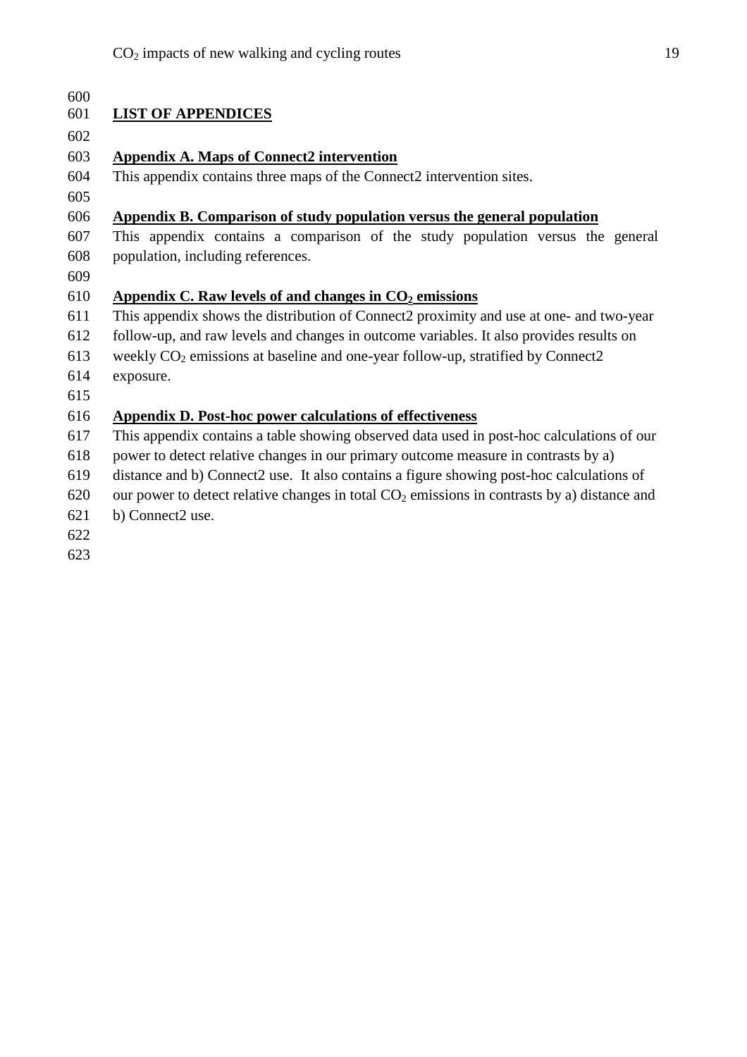## LIST OF APPENDICES

### Appendix A. Maps of Connect2 intervention

This appendix contains three maps of the Connect2 intervention sites.

### Appendix B. Comparison of study population versus the general population

This appendix contains a comparison of the study population versus the general population, including references.

### Appendix C. Raw levels of and changes in $CO_2$ emissions

This appendix shows the distribution of Connect2 proximity and use at one- and two-year follow-up, and raw levels and changes in outcome variables. It also provides results on weekly $CO_2$ emissions at baseline and one-year follow-up, stratified by Connect2 exposure.

### Appendix D. Post-hoc power calculations of effectiveness

This appendix contains a table showing observed data used in post-hoc calculations of our power to detect relative changes in our primary outcome measure in contrasts by a) distance and b) Connect2 use. It also contains a figure showing post-hoc calculations of our power to detect relative changes in total $CO_2$ emissions in contrasts by a) distance and b) Connect2 use.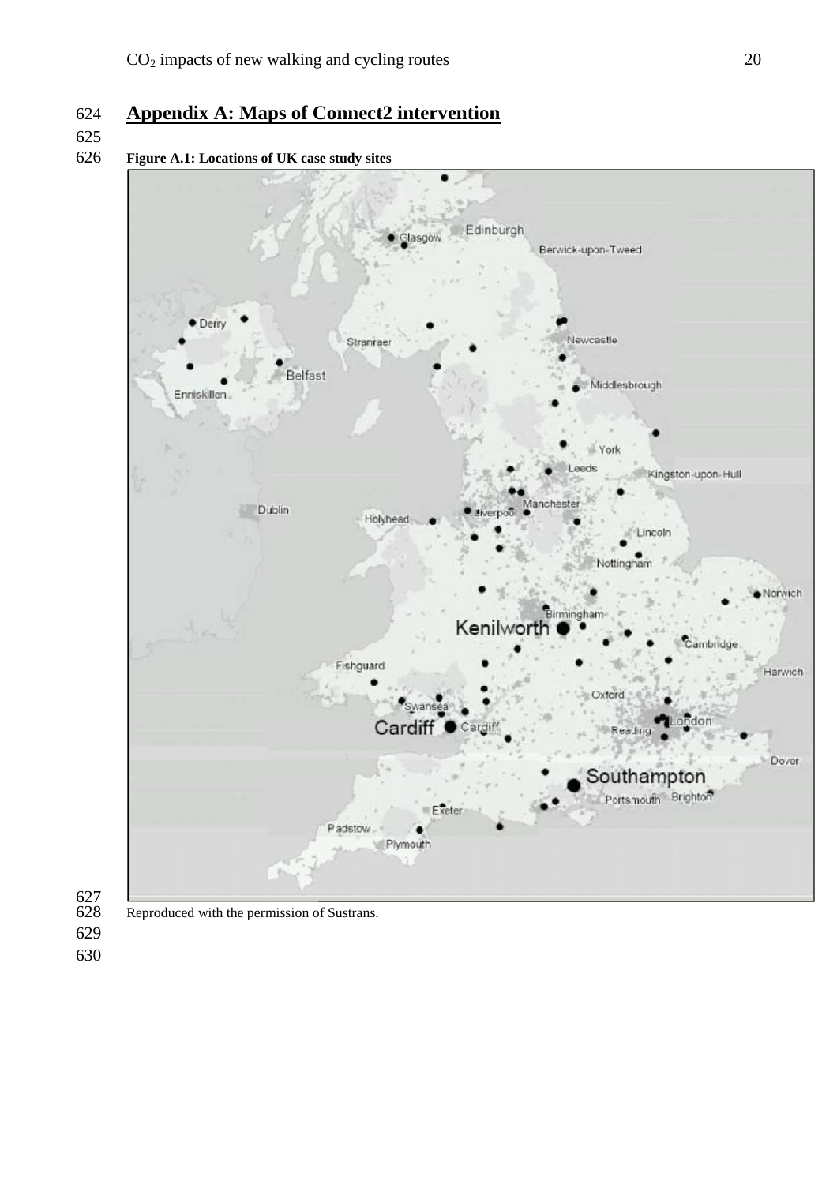## Appendix A: Maps of Connect2 intervention

**Figure A.1: Locations of UK case study sites**

Reproduced with the permission of Sustrans.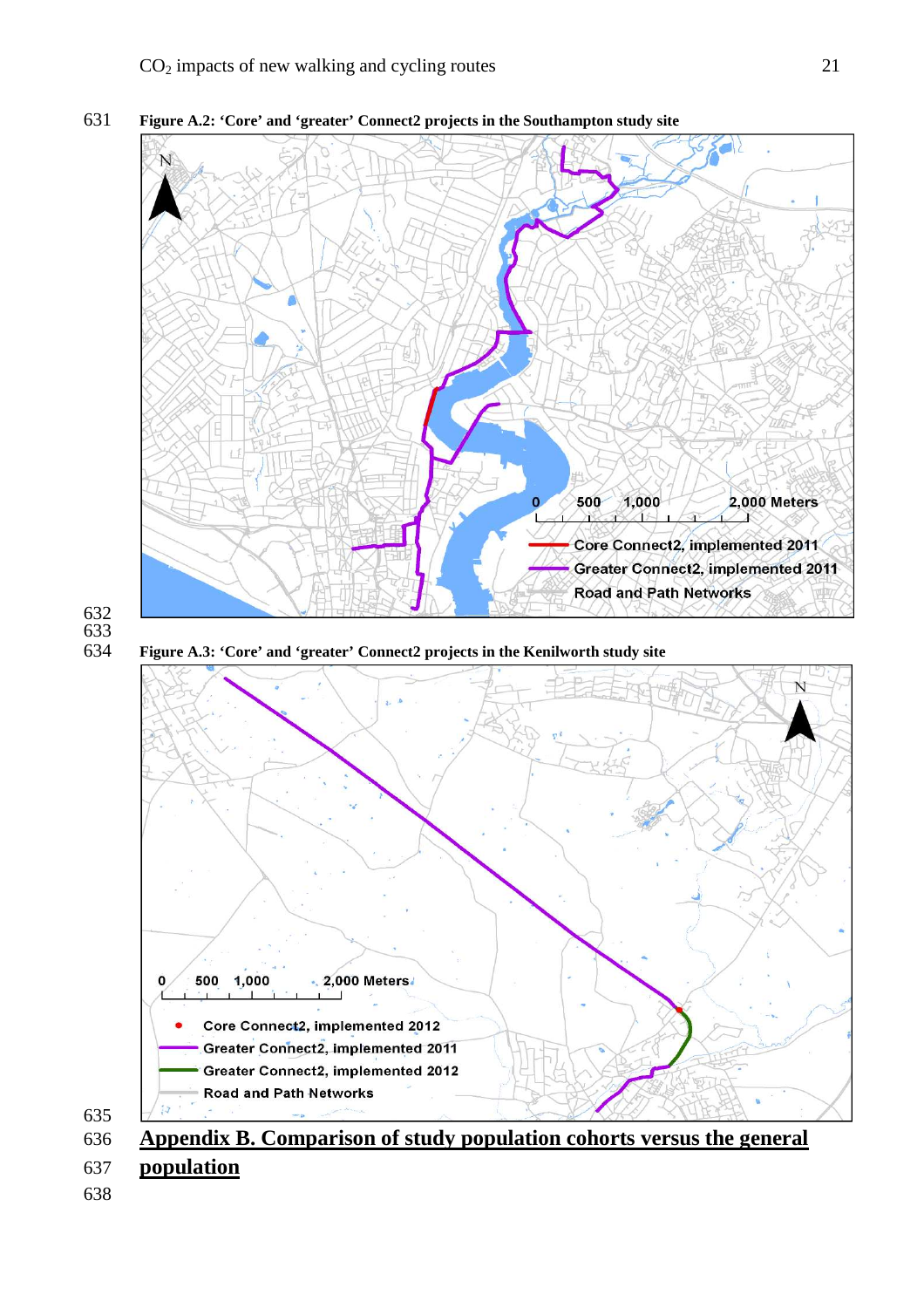**Figure A.2: 'Core' and 'greater' Connect2 projects in the Southampton study site**

**Figure A.3: 'Core' and 'greater' Connect2 projects in the Kenilworth study site**

# Appendix B. Comparison of study population cohorts versus the general population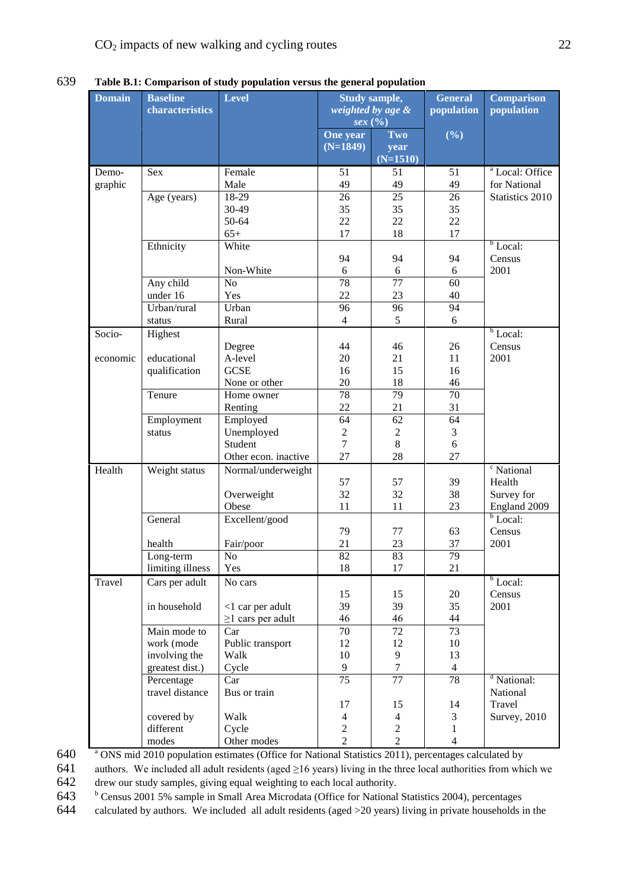**Table B.1: Comparison of study population versus the general population**

| Domain | Baseline characteristics | Level | Study sample, *weighted by age & sex* (%) | | General population | Comparison population |
|---|---|---|---|---|---|---|
| | | | One year (N=1849) | Two year (N=1510) | (%) | |
| Demo-graphic | Sex | Female | 51 | 51 | 51 | [a] Local: Office for National Statistics 2010 |
| | | Male | 49 | 49 | 49 | |
| | Age (years) | 18-29 | 26 | 25 | 26 | |
| | | 30-49 | 35 | 35 | 35 | |
| | | 50-64 | 22 | 22 | 22 | |
| | | 65+ | 17 | 18 | 17 | |
| | Ethnicity | White | 94 | 94 | 94 | [b] Local: Census 2001 |
| | | Non-White | 6 | 6 | 6 | |
| | Any child under 16 | No | 78 | 77 | 60 | |
| | | Yes | 22 | 23 | 40 | |
| | Urban/rural status | Urban | 96 | 96 | 94 | |
| | | Rural | 4 | 5 | 6 | |
| Socio-economic | Highest educational qualification | Degree | 44 | 46 | 26 | [b] Local: Census 2001 |
| | | A-level | 20 | 21 | 11 | |
| | | GCSE | 16 | 15 | 16 | |
| | | None or other | 20 | 18 | 46 | |
| | Tenure | Home owner | 78 | 79 | 70 | |
| | | Renting | 22 | 21 | 31 | |
| | Employment status | Employed | 64 | 62 | 64 | |
| | | Unemployed | 2 | 2 | 3 | |
| | | Student | 7 | 8 | 6 | |
| | | Other econ. inactive | 27 | 28 | 27 | |
| Health | Weight status | Normal/underweight | 57 | 57 | 39 | [c] National Health Survey for England 2009 |
| | | Overweight | 32 | 32 | 38 | |
| | | Obese | 11 | 11 | 23 | |
| | General health | Excellent/good | 79 | 77 | 63 | [b] Local: Census 2001 |
| | | Fair/poor | 21 | 23 | 37 | |
| | Long-term limiting illness | No | 82 | 83 | 79 | |
| | | Yes | 18 | 17 | 21 | |
| Travel | Cars per adult in household | No cars | 15 | 15 | 20 | [b] Local: Census 2001 |
| | | <1 car per adult | 39 | 39 | 35 | |
| | | ≥1 cars per adult | 46 | 46 | 44 | |
| | Main mode to work (mode involving the greatest dist.) | Car | 70 | 72 | 73 | |
| | | Public transport | 12 | 12 | 10 | |
| | | Walk | 10 | 9 | 13 | |
| | | Cycle | 9 | 7 | 4 | |
| | Percentage travel distance covered by different modes | Car | 75 | 77 | 78 | [d] National: National Travel Survey, 2010 |
| | | Bus or train | 17 | 15 | 14 | |
| | | Walk | 4 | 4 | 3 | |
| | | Cycle | 2 | 2 | 1 | |
| | | Other modes | 2 | 2 | 4 | |

[a] ONS mid 2010 population estimates (Office for National Statistics 2011), percentages calculated by authors. We included all adult residents (aged ≥16 years) living in the three local authorities from which we drew our study samples, giving equal weighting to each local authority.

[b] Census 2001 5% sample in Small Area Microdata (Office for National Statistics 2004), percentages calculated by authors. We included all adult residents (aged >20 years) living in private households in the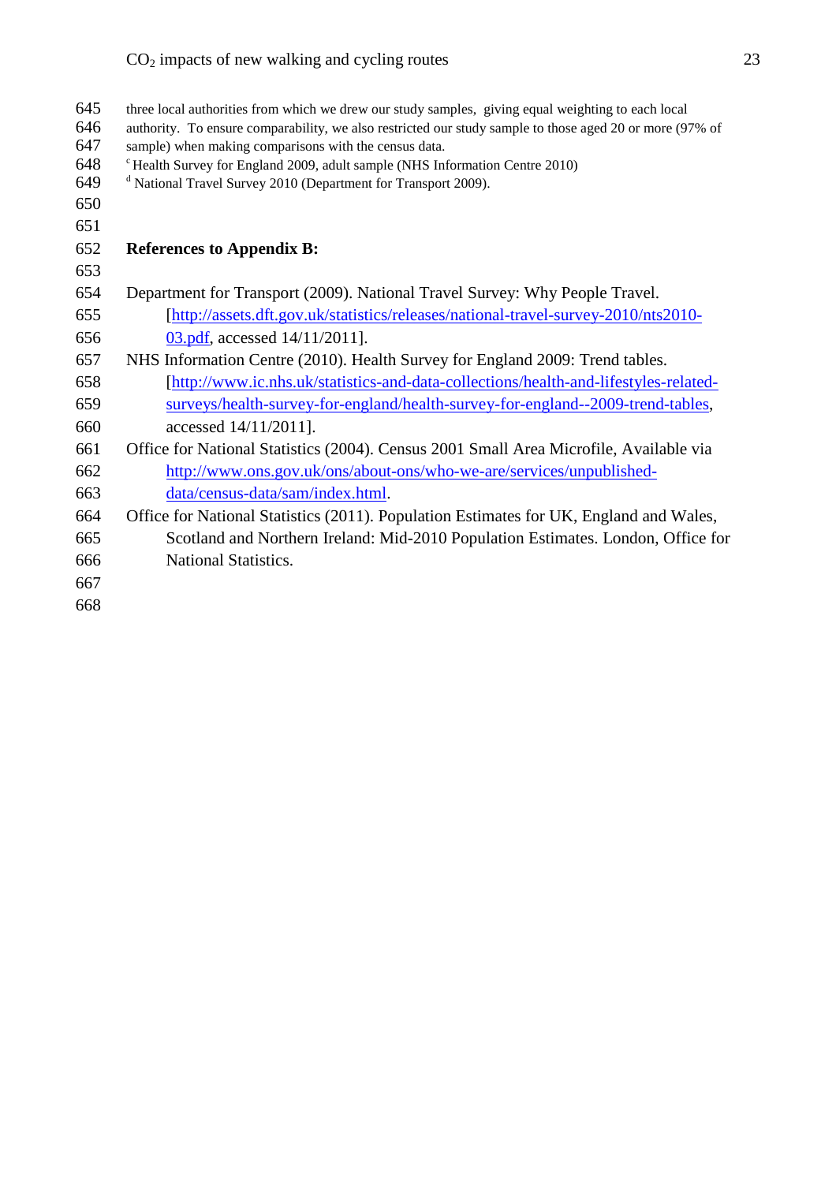three local authorities from which we drew our study samples, giving equal weighting to each local authority. To ensure comparability, we also restricted our study sample to those aged 20 or more (97% of sample) when making comparisons with the census data.

[c] Health Survey for England 2009, adult sample (NHS Information Centre 2010)

[d] National Travel Survey 2010 (Department for Transport 2009).

**References to Appendix B:**

Department for Transport (2009). National Travel Survey: Why People Travel. [http://assets.dft.gov.uk/statistics/releases/national-travel-survey-2010/nts2010-03.pdf, accessed 14/11/2011].

NHS Information Centre (2010). Health Survey for England 2009: Trend tables. [http://www.ic.nhs.uk/statistics-and-data-collections/health-and-lifestyles-related-surveys/health-survey-for-england/health-survey-for-england--2009-trend-tables, accessed 14/11/2011].

Office for National Statistics (2004). Census 2001 Small Area Microfile, Available via http://www.ons.gov.uk/ons/about-ons/who-we-are/services/unpublished-data/census-data/sam/index.html.

Office for National Statistics (2011). Population Estimates for UK, England and Wales, Scotland and Northern Ireland: Mid-2010 Population Estimates. London, Office for National Statistics.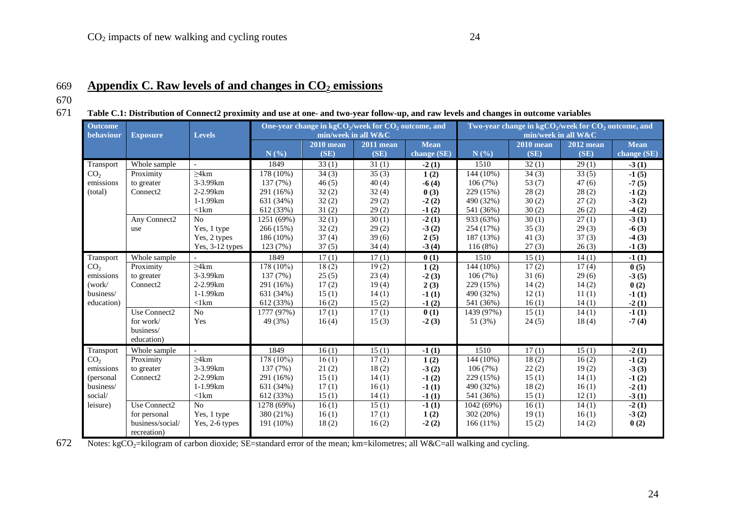## Appendix C. Raw levels of and changes in $CO_2$ emissions

**Table C.1: Distribution of Connect2 proximity and use at one- and two-year follow-up, and raw levels and changes in outcome variables**

| Outcome behaviour | Exposure | Levels | One-year change in $kgCO_2$/week for $CO_2$ outcome, and min/week in all W&C | | | | Two-year change in $kgCO_2$/week for $CO_2$ outcome, and min/week in all W&C | | | |
|---|---|---|---|---|---|---|---|---|---|---|
| | | | N (%) | 2010 mean (SE) | 2011 mean (SE) | Mean change (SE) | N (%) | 2010 mean (SE) | 2012 mean (SE) | Mean change (SE) |
| Transport $CO_2$ emissions (total) | Whole sample | - | 1849 | 33 (1) | 31 (1) | **-2 (1)** | 1510 | 32 (1) | 29 (1) | **-3 (1)** |
| | Proximity to greater Connect2 | ≥4km | 178 (10%) | 34 (3) | 35 (3) | **1 (2)** | 144 (10%) | 34 (3) | 33 (5) | **-1 (5)** |
| | | 3-3.99km | 137 (7%) | 46 (5) | 40 (4) | **-6 (4)** | 106 (7%) | 53 (7) | 47 (6) | **-7 (5)** |
| | | 2-2.99km | 291 (16%) | 32 (2) | 32 (4) | **0 (3)** | 229 (15%) | 28 (2) | 28 (2) | **-1 (2)** |
| | | 1-1.99km | 631 (34%) | 32 (2) | 29 (2) | **-2 (2)** | 490 (32%) | 30 (2) | 27 (2) | **-3 (2)** |
| | | <1km | 612 (33%) | 31 (2) | 29 (2) | **-1 (2)** | 541 (36%) | 30 (2) | 26 (2) | **-4 (2)** |
| | Any Connect2 use | No | 1251 (69%) | 32 (1) | 30 (1) | **-2 (1)** | 933 (63%) | 30 (1) | 27 (1) | **-3 (1)** |
| | | Yes, 1 type | 266 (15%) | 32 (2) | 29 (2) | **-3 (2)** | 254 (17%) | 35 (3) | 29 (3) | **-6 (3)** |
| | | Yes, 2 types | 186 (10%) | 37 (4) | 39 (6) | **2 (5)** | 187 (13%) | 41 (3) | 37 (3) | **-4 (3)** |
| | | Yes, 3-12 types | 123 (7%) | 37 (5) | 34 (4) | **-3 (4)** | 116 (8%) | 27 (3) | 26 (3) | **-1 (3)** |
| Transport $CO_2$ emissions (work/ business/ education) | Whole sample | - | 1849 | 17 (1) | 17 (1) | **0 (1)** | 1510 | 15 (1) | 14 (1) | **-1 (1)** |
| | Proximity to greater Connect2 | ≥4km | 178 (10%) | 18 (2) | 19 (2) | **1 (2)** | 144 (10%) | 17 (2) | 17 (4) | **0 (5)** |
| | | 3-3.99km | 137 (7%) | 25 (5) | 23 (4) | **-2 (3)** | 106 (7%) | 31 (6) | 29 (6) | **-3 (5)** |
| | | 2-2.99km | 291 (16%) | 17 (2) | 19 (4) | **2 (3)** | 229 (15%) | 14 (2) | 14 (2) | **0 (2)** |
| | | 1-1.99km | 631 (34%) | 15 (1) | 14 (1) | **-1 (1)** | 490 (32%) | 12 (1) | 11 (1) | **-1 (1)** |
| | | <1km | 612 (33%) | 16 (2) | 15 (2) | **-1 (2)** | 541 (36%) | 16 (1) | 14 (1) | **-2 (1)** |
| | Use Connect2 for work/ business/ education) | No | 1777 (97%) | 17 (1) | 17 (1) | **0 (1)** | 1439 (97%) | 15 (1) | 14 (1) | **-1 (1)** |
| | | Yes | 49 (3%) | 16 (4) | 15 (3) | **-2 (3)** | 51 (3%) | 24 (5) | 18 (4) | **-7 (4)** |
| Transport $CO_2$ emissions (personal business/ social/ leisure) | Whole sample | - | 1849 | 16 (1) | 15 (1) | **-1 (1)** | 1510 | 17 (1) | 15 (1) | **-2 (1)** |
| | Proximity to greater Connect2 | ≥4km | 178 (10%) | 16 (1) | 17 (2) | **1 (2)** | 144 (10%) | 18 (2) | 16 (2) | **-1 (2)** |
| | | 3-3.99km | 137 (7%) | 21 (2) | 18 (2) | **-3 (2)** | 106 (7%) | 22 (2) | 19 (2) | **-3 (3)** |
| | | 2-2.99km | 291 (16%) | 15 (1) | 14 (1) | **-1 (2)** | 229 (15%) | 15 (1) | 14 (1) | **-1 (2)** |
| | | 1-1.99km | 631 (34%) | 17 (1) | 16 (1) | **-1 (1)** | 490 (32%) | 18 (2) | 16 (1) | **-2 (1)** |
| | | <1km | 612 (33%) | 15 (1) | 14 (1) | **-1 (1)** | 541 (36%) | 15 (1) | 12 (1) | **-3 (1)** |
| | Use Connect2 for personal business/social/ recreation) | No | 1278 (69%) | 16 (1) | 15 (1) | **-1 (1)** | 1042 (69%) | 16 (1) | 14 (1) | **-2 (1)** |
| | | Yes, 1 type | 380 (21%) | 16 (1) | 17 (1) | **1 (2)** | 302 (20%) | 19 (1) | 16 (1) | **-3 (2)** |
| | | Yes, 2-6 types | 191 (10%) | 18 (2) | 16 (2) | **-2 (2)** | 166 (11%) | 15 (2) | 14 (2) | **0 (2)** |

Notes: $kgCO_2$=kilogram of carbon dioxide; SE=standard error of the mean; km=kilometres; all W&C=all walking and cycling.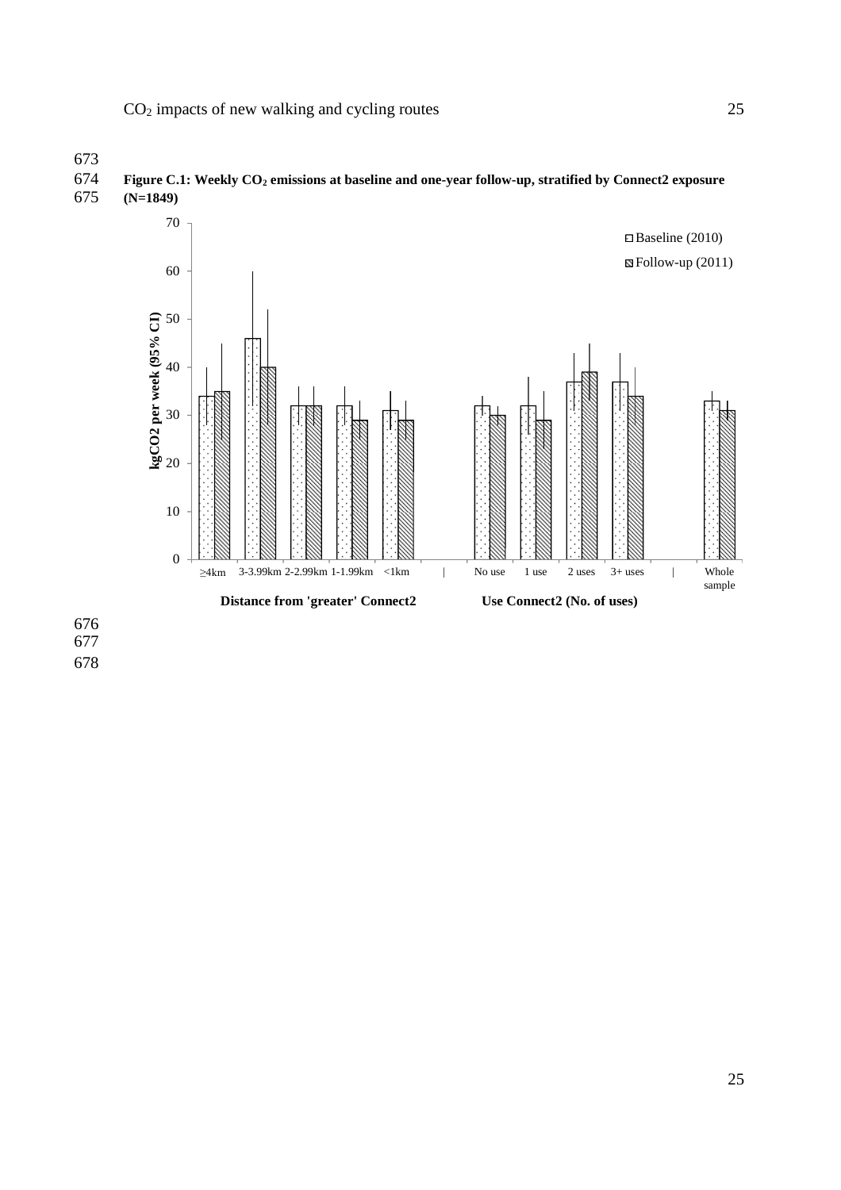**Figure C.1: Weekly $CO_2$ emissions at baseline and one-year follow-up, stratified by Connect2 exposure (N=1849)**

| | Baseline (2010) | Follow-up (2011) |
|---|---|---|
| **Distance from 'greater' Connect2** | | |
| ≥4km | 34 | 35 |
| 3-3.99km | 46 | 40 |
| 2-2.99km | 32 | 32 |
| 1-1.99km | 32 | 29 |
| <1km | 31 | 29 |
| **Use Connect2 (No. of uses)** | | |
| No use | 32 | 30 |
| 1 use | 32 | 29 |
| 2 uses | 37 | 39 |
| 3+ uses | 37 | 34 |
| Whole sample | 33 | 31 |

Y-axis: kgCO2 per week (95% CI)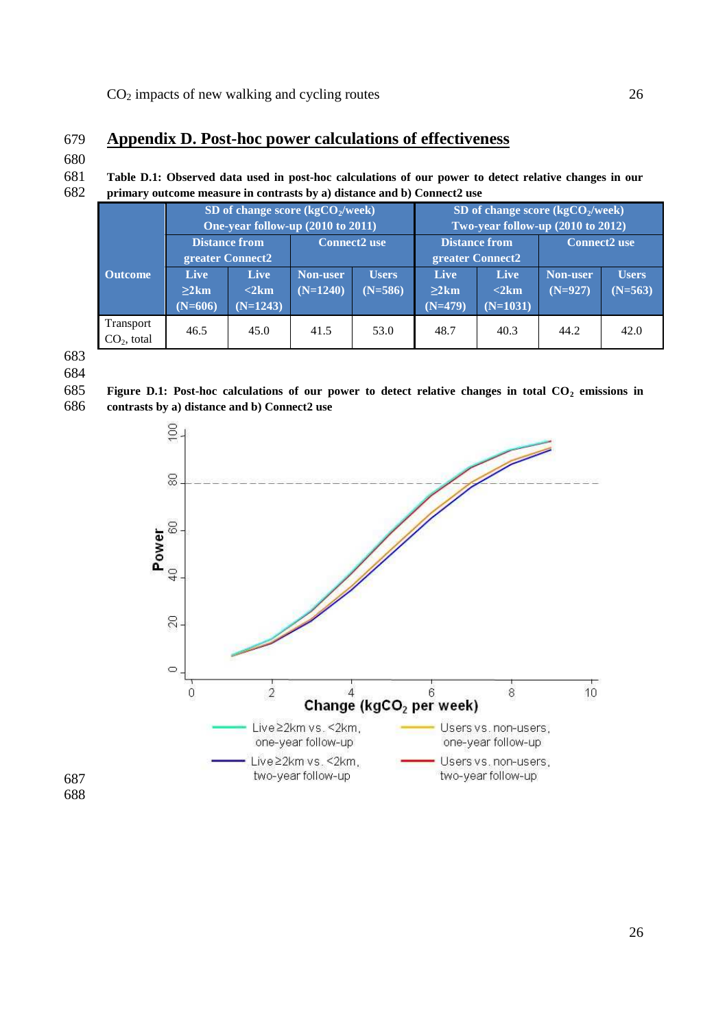# Appendix D. Post-hoc power calculations of effectiveness

**Table D.1: Observed data used in post-hoc calculations of our power to detect relative changes in our primary outcome measure in contrasts by a) distance and b) Connect2 use**

| Outcome | SD of change score ($kgCO_2$/week) One-year follow-up (2010 to 2011) | | | | SD of change score ($kgCO_2$/week) Two-year follow-up (2010 to 2012) | | | |
|---|---|---|---|---|---|---|---|---|
| | Distance from greater Connect2 | | Connect2 use | | Distance from greater Connect2 | | Connect2 use | |
| | Live ≥2km (N=606) | Live <2km (N=1243) | Non-user (N=1240) | Users (N=586) | Live ≥2km (N=479) | Live <2km (N=1031) | Non-user (N=927) | Users (N=563) |
| Transport $CO_2$, total | 46.5 | 45.0 | 41.5 | 53.0 | 48.7 | 40.3 | 44.2 | 42.0 |

**Figure D.1: Post-hoc calculations of our power to detect relative changes in total $CO_2$ emissions in contrasts by a) distance and b) Connect2 use**

Power
0
20
40
60
80
100

Change ($kgCO_2$ per week)
0
2
4
6
8
10

Live ≥2km vs. <2km, one-year follow-up
Users vs. non-users, one-year follow-up
Live ≥2km vs. <2km, two-year follow-up
Users vs. non-users, two-year follow-up